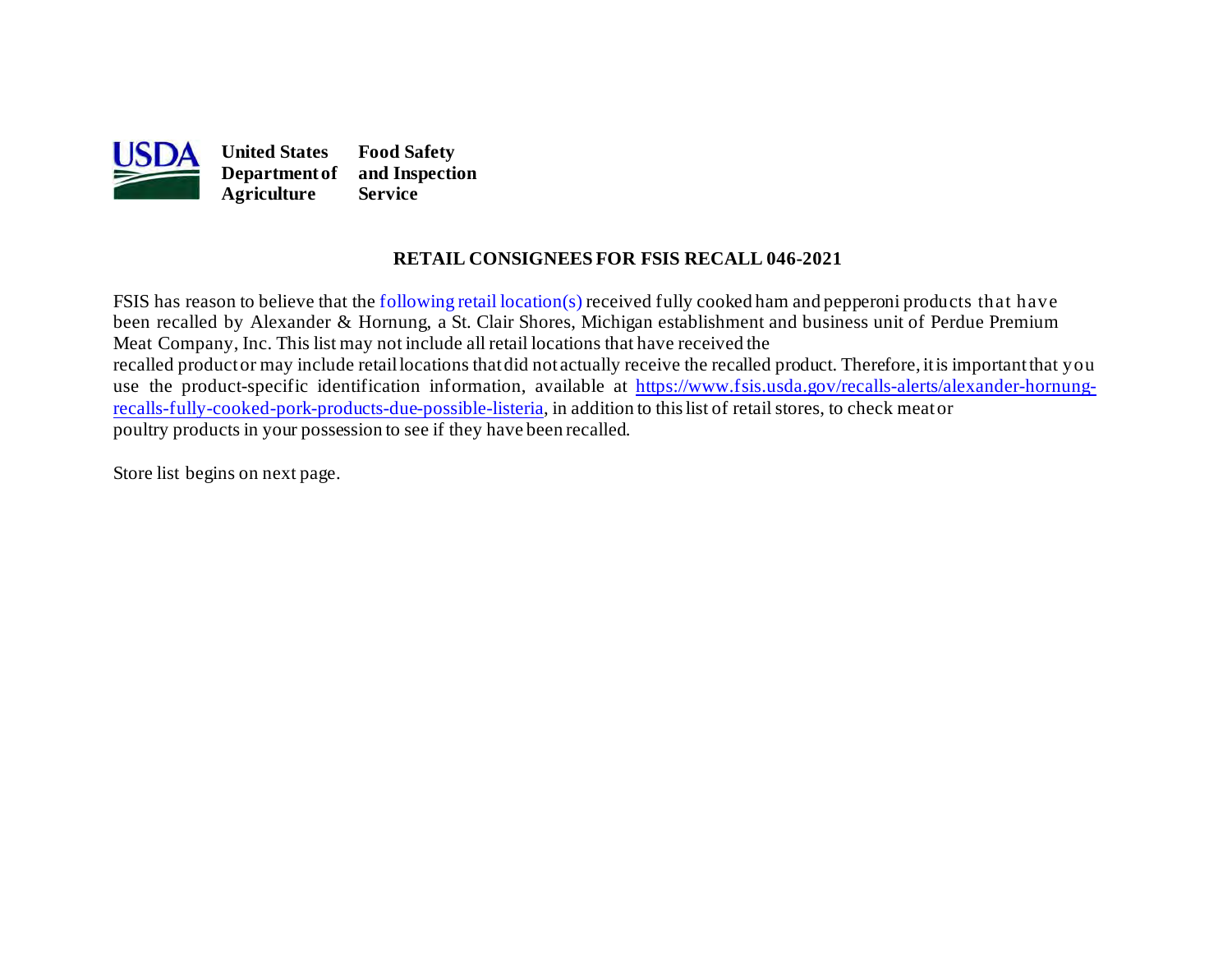**United States Department of Agriculture** **Food Safety and Inspection Service**

## RETAIL CONSIGNEES FOR FSIS RECALL 046-2021

FSIS has reason to believe that the following retail location(s) received fully cooked ham and pepperoni products that have been recalled by Alexander & Hornung, a St. Clair Shores, Michigan establishment and business unit of Perdue Premium Meat Company, Inc. This list may not include all retail locations that have received the recalled product or may include retail locations that did not actually receive the recalled product. Therefore, it is important that you use the product-specific identification information, available at https://www.fsis.usda.gov/recalls-alerts/alexander-hornung-recalls-fully-cooked-pork-products-due-possible-listeria, in addition to this list of retail stores, to check meat or poultry products in your possession to see if they have been recalled.

Store list begins on next page.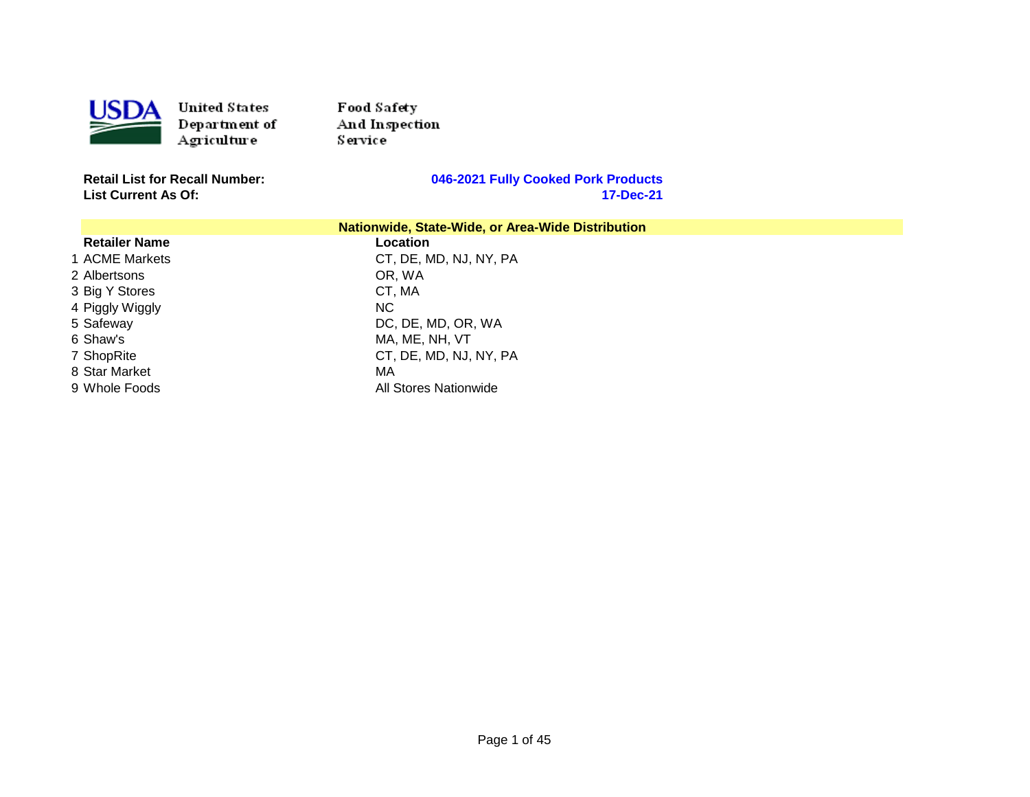United States Department of Agriculture — Food Safety And Inspection Service

**Retail List for Recall Number:** **046-2021 Fully Cooked Pork Products**
**List Current As Of:** **17-Dec-21**

**Nationwide, State-Wide, or Area-Wide Distribution**

| | Retailer Name | Location |
|---|---|---|
| 1 | ACME Markets | CT, DE, MD, NJ, NY, PA |
| 2 | Albertsons | OR, WA |
| 3 | Big Y Stores | CT, MA |
| 4 | Piggly Wiggly | NC |
| 5 | Safeway | DC, DE, MD, OR, WA |
| 6 | Shaw's | MA, ME, NH, VT |
| 7 | ShopRite | CT, DE, MD, NJ, NY, PA |
| 8 | Star Market | MA |
| 9 | Whole Foods | All Stores Nationwide |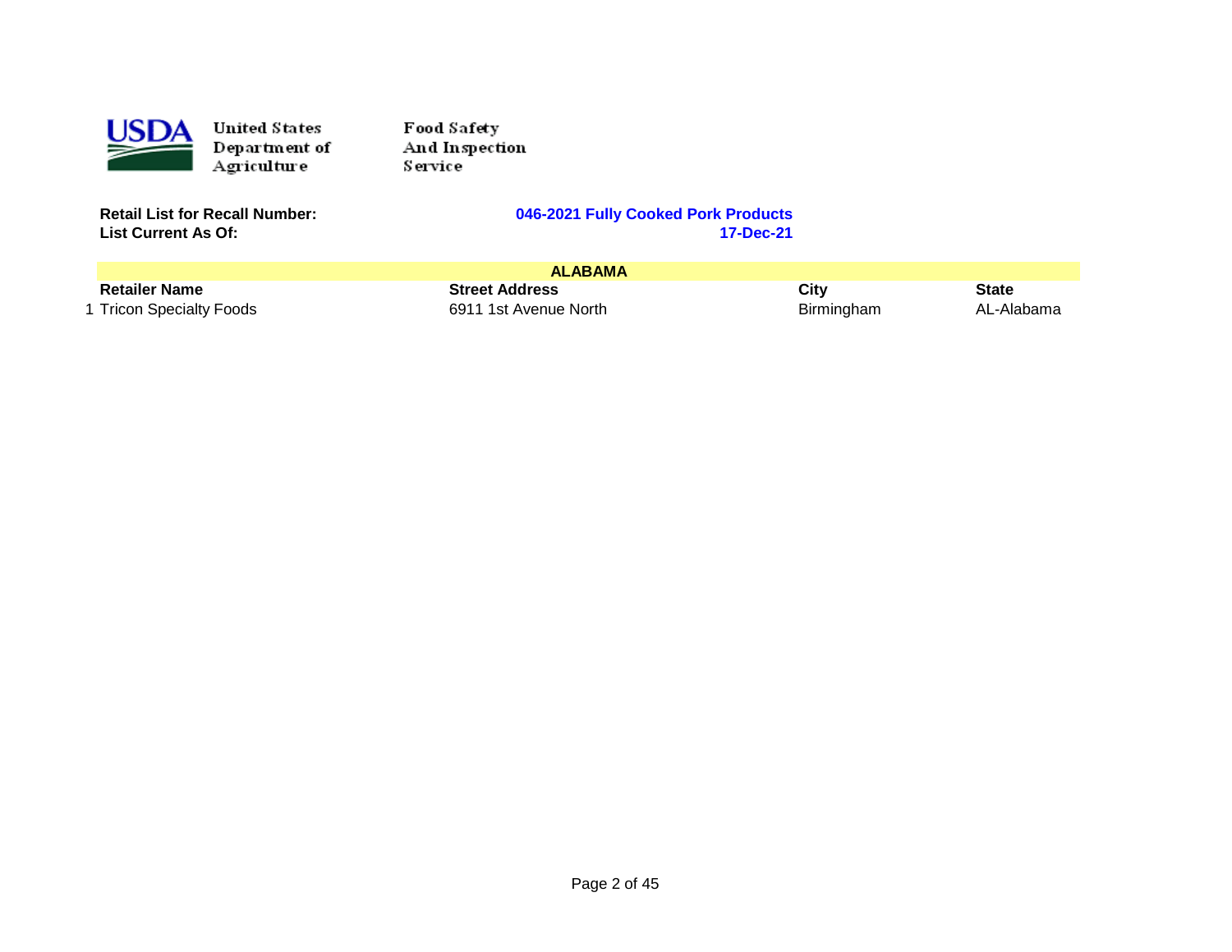United States Department of Agriculture

Food Safety And Inspection Service

**Retail List for Recall Number:** **046-2021 Fully Cooked Pork Products**
**List Current As Of:** **17-Dec-21**

| | **ALABAMA** | | | |
|---|---|---|---|---|
| | **Retailer Name** | **Street Address** | **City** | **State** |
| 1 | Tricon Specialty Foods | 6911 1st Avenue North | Birmingham | AL-Alabama |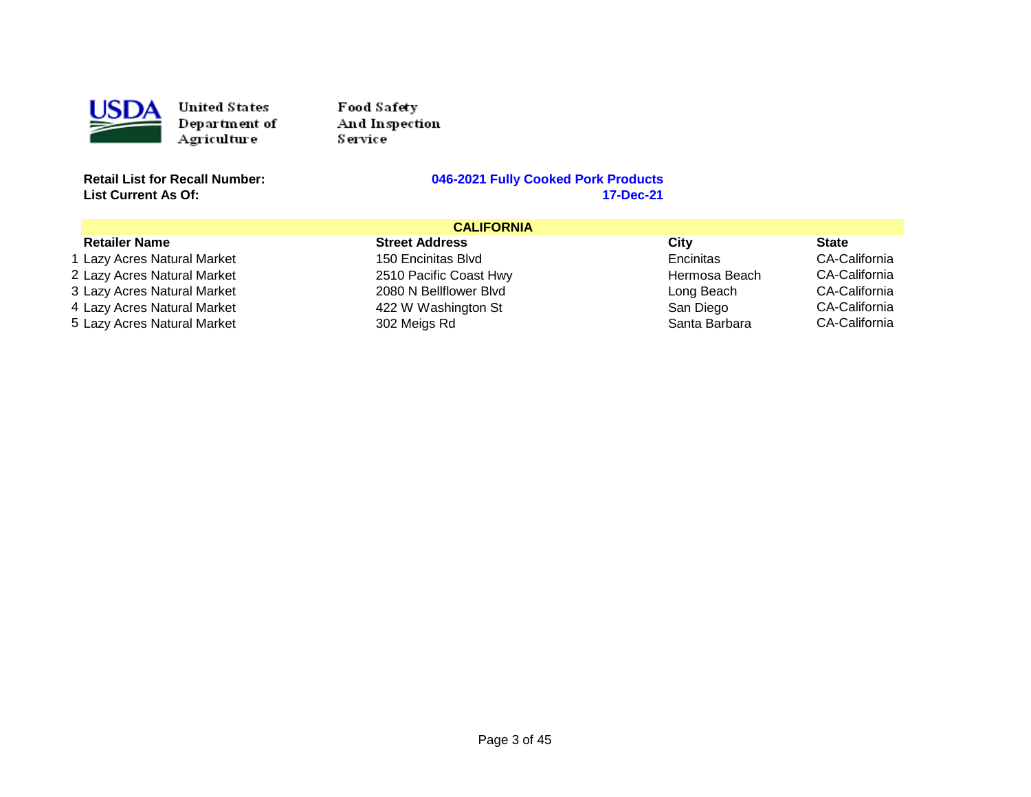United States Department of Agriculture

Food Safety And Inspection Service

**Retail List for Recall Number:** **046-2021 Fully Cooked Pork Products**
**List Current As Of:** **17-Dec-21**

## CALIFORNIA

| | Retailer Name | Street Address | City | State |
|---|---|---|---|---|
| 1 | Lazy Acres Natural Market | 150 Encinitas Blvd | Encinitas | CA-California |
| 2 | Lazy Acres Natural Market | 2510 Pacific Coast Hwy | Hermosa Beach | CA-California |
| 3 | Lazy Acres Natural Market | 2080 N Bellflower Blvd | Long Beach | CA-California |
| 4 | Lazy Acres Natural Market | 422 W Washington St | San Diego | CA-California |
| 5 | Lazy Acres Natural Market | 302 Meigs Rd | Santa Barbara | CA-California |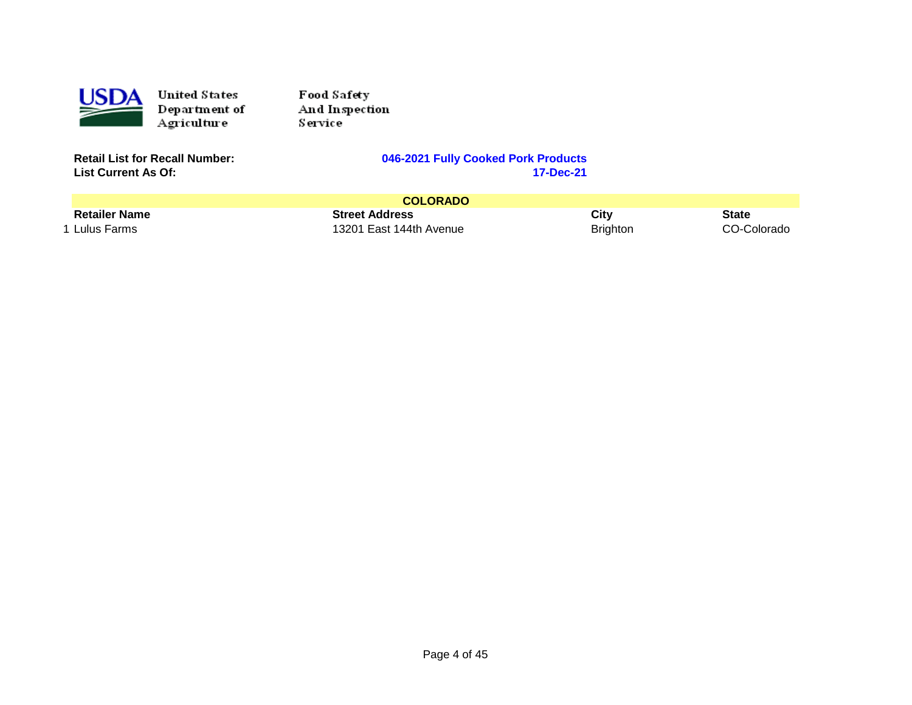United States Department of Agriculture

Food Safety And Inspection Service

**Retail List for Recall Number:** **046-2021 Fully Cooked Pork Products**

**List Current As Of:** **17-Dec-21**

| | **COLORADO** | | | |
|---|---|---|---|---|
| | **Retailer Name** | **Street Address** | **City** | **State** |
| 1 | Lulus Farms | 13201 East 144th Avenue | Brighton | CO-Colorado |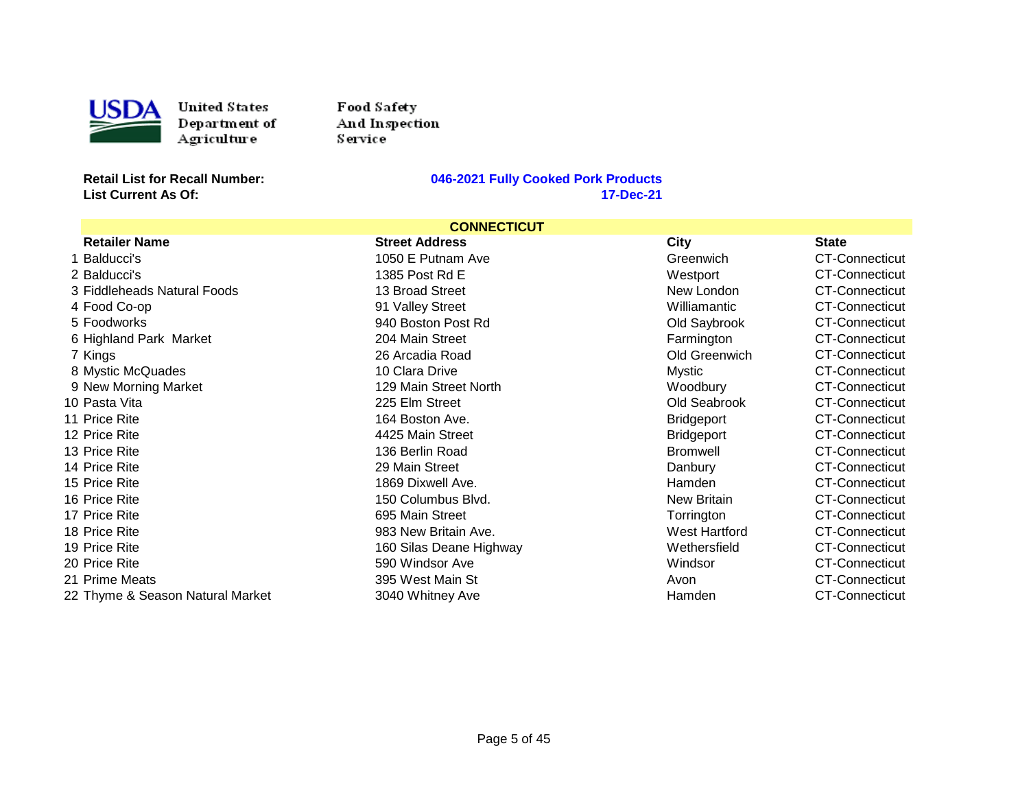United States Department of Agriculture

Food Safety And Inspection Service

**Retail List for Recall Number:** **046-2021 Fully Cooked Pork Products**

**List Current As Of:** **17-Dec-21**

| | **CONNECTICUT** | | | |
|---|---|---|---|---|
| | **Retailer Name** | **Street Address** | **City** | **State** |
| 1 | Balducci's | 1050 E Putnam Ave | Greenwich | CT-Connecticut |
| 2 | Balducci's | 1385 Post Rd E | Westport | CT-Connecticut |
| 3 | Fiddleheads Natural Foods | 13 Broad Street | New London | CT-Connecticut |
| 4 | Food Co-op | 91 Valley Street | Williamantic | CT-Connecticut |
| 5 | Foodworks | 940 Boston Post Rd | Old Saybrook | CT-Connecticut |
| 6 | Highland Park  Market | 204 Main Street | Farmington | CT-Connecticut |
| 7 | Kings | 26 Arcadia Road | Old Greenwich | CT-Connecticut |
| 8 | Mystic McQuades | 10 Clara Drive | Mystic | CT-Connecticut |
| 9 | New Morning Market | 129 Main Street North | Woodbury | CT-Connecticut |
| 10 | Pasta Vita | 225 Elm Street | Old Seabrook | CT-Connecticut |
| 11 | Price Rite | 164 Boston Ave. | Bridgeport | CT-Connecticut |
| 12 | Price Rite | 4425 Main Street | Bridgeport | CT-Connecticut |
| 13 | Price Rite | 136 Berlin Road | Bromwell | CT-Connecticut |
| 14 | Price Rite | 29 Main Street | Danbury | CT-Connecticut |
| 15 | Price Rite | 1869 Dixwell Ave. | Hamden | CT-Connecticut |
| 16 | Price Rite | 150 Columbus Blvd. | New Britain | CT-Connecticut |
| 17 | Price Rite | 695 Main Street | Torrington | CT-Connecticut |
| 18 | Price Rite | 983 New Britain Ave. | West Hartford | CT-Connecticut |
| 19 | Price Rite | 160 Silas Deane Highway | Wethersfield | CT-Connecticut |
| 20 | Price Rite | 590 Windsor Ave | Windsor | CT-Connecticut |
| 21 | Prime Meats | 395 West Main St | Avon | CT-Connecticut |
| 22 | Thyme & Season Natural Market | 3040 Whitney Ave | Hamden | CT-Connecticut |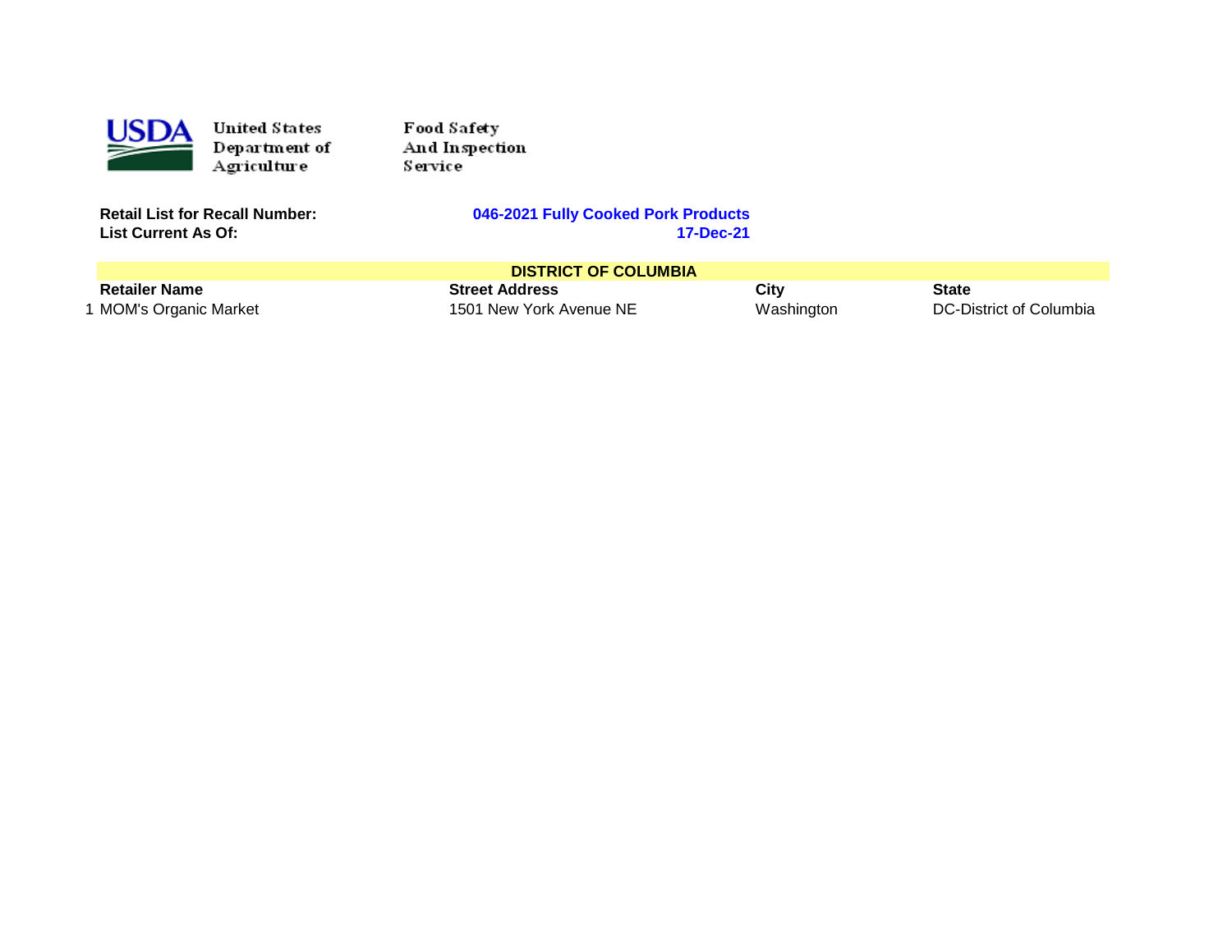United States Department of Agriculture

Food Safety And Inspection Service

**Retail List for Recall Number:** **046-2021 Fully Cooked Pork Products**
**List Current As Of:** **17-Dec-21**

| | **DISTRICT OF COLUMBIA** | | | |
|---|---|---|---|---|
| | **Retailer Name** | **Street Address** | **City** | **State** |
| 1 | MOM's Organic Market | 1501 New York Avenue NE | Washington | DC-District of Columbia |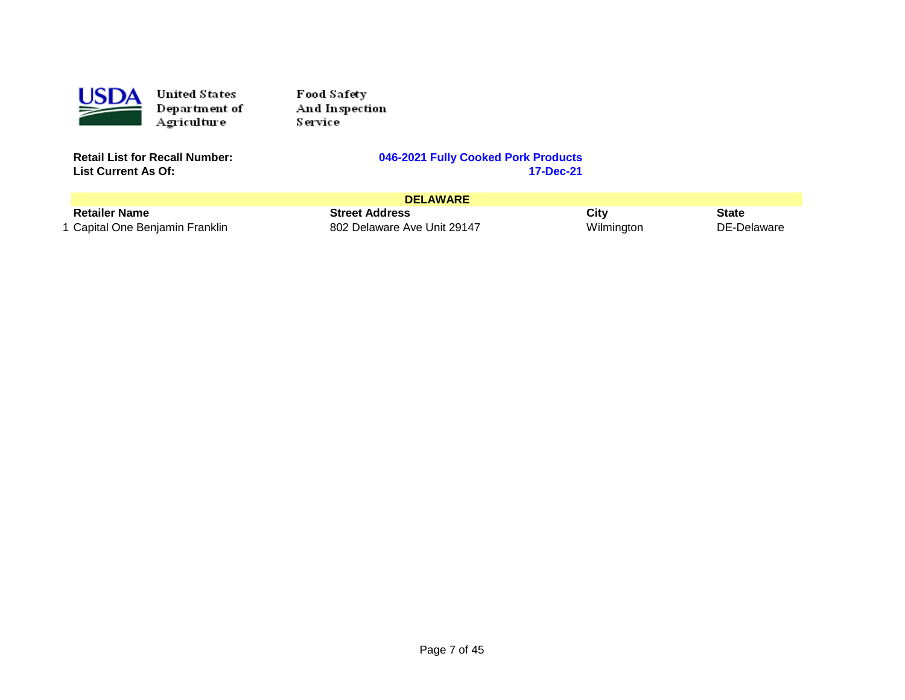United States Department of Agriculture

Food Safety And Inspection Service

**Retail List for Recall Number:** **046-2021 Fully Cooked Pork Products**

**List Current As Of:** **17-Dec-21**

| | **DELAWARE** | | | |
|---|---|---|---|---|
| | **Retailer Name** | **Street Address** | **City** | **State** |
| 1 | Capital One Benjamin Franklin | 802 Delaware Ave Unit 29147 | Wilmington | DE-Delaware |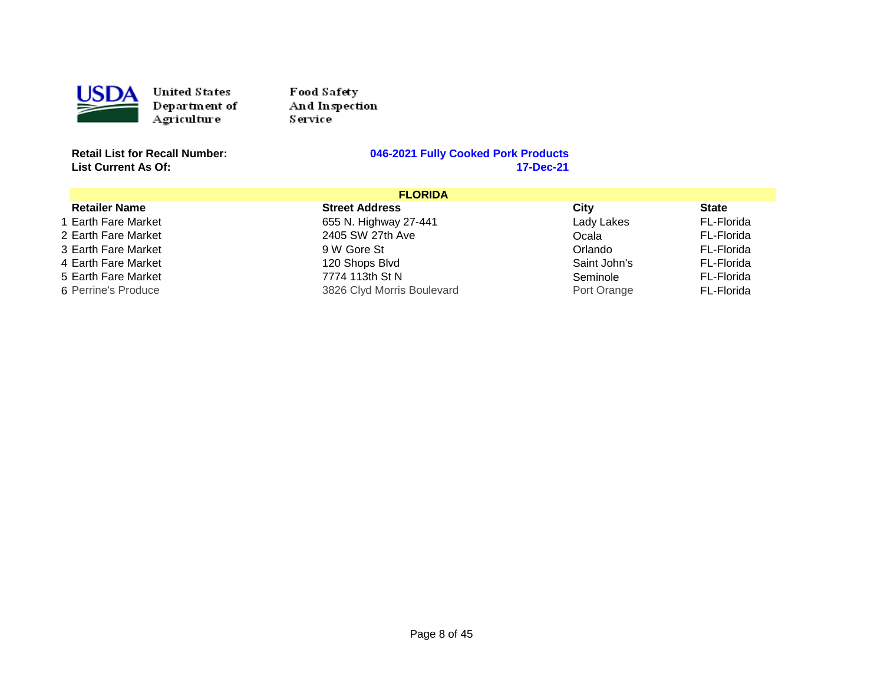United States Department of Agriculture — Food Safety And Inspection Service

**Retail List for Recall Number:** **046-2021 Fully Cooked Pork Products**
**List Current As Of:** **17-Dec-21**

| | FLORIDA | | | |
|---|---|---|---|---|
| | **Retailer Name** | **Street Address** | **City** | **State** |
| 1 | Earth Fare Market | 655 N. Highway 27-441 | Lady Lakes | FL-Florida |
| 2 | Earth Fare Market | 2405 SW 27th Ave | Ocala | FL-Florida |
| 3 | Earth Fare Market | 9 W Gore St | Orlando | FL-Florida |
| 4 | Earth Fare Market | 120 Shops Blvd | Saint John's | FL-Florida |
| 5 | Earth Fare Market | 7774 113th St N | Seminole | FL-Florida |
| 6 | Perrine's Produce | 3826 Clyd Morris Boulevard | Port Orange | FL-Florida |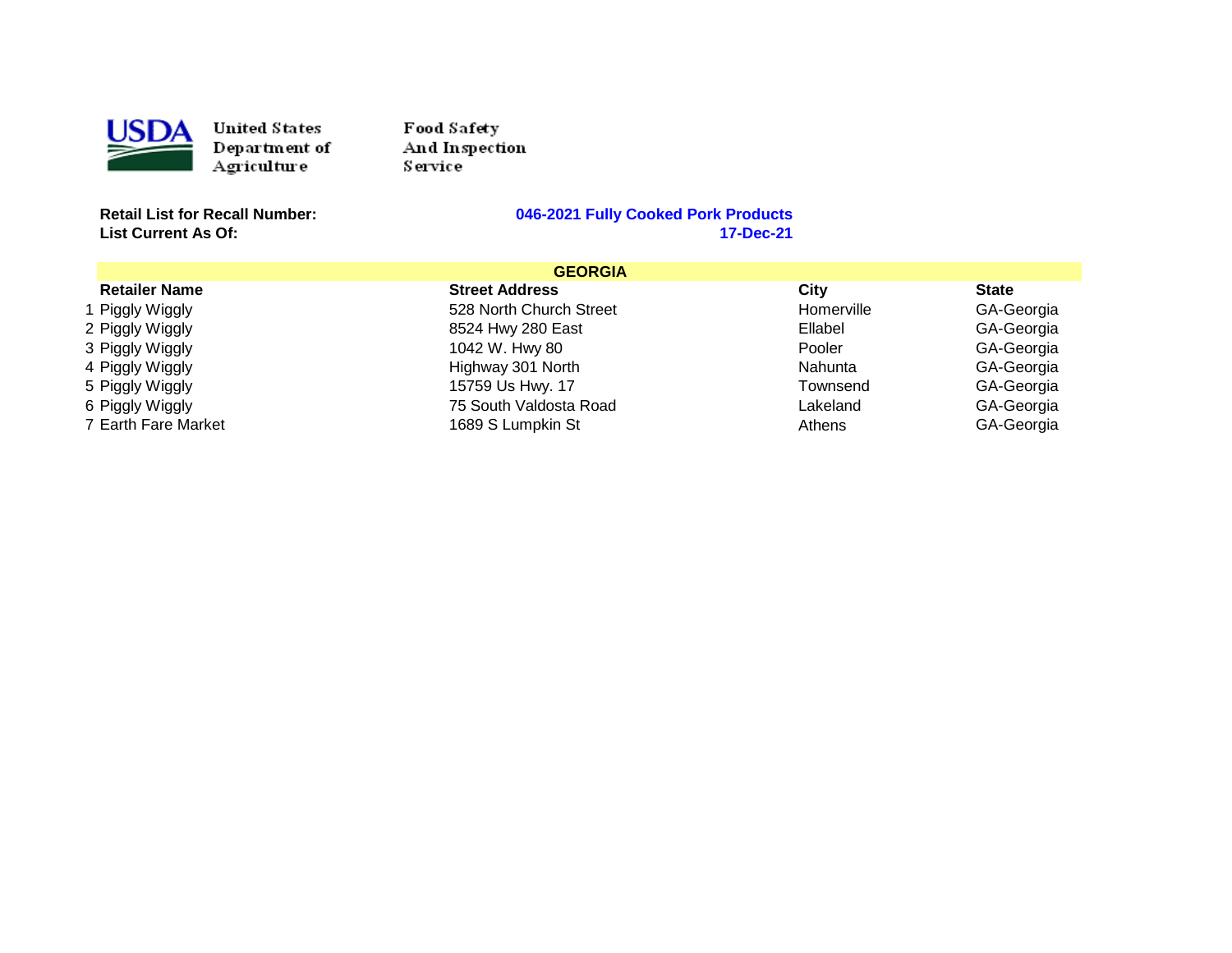United States Department of Agriculture — Food Safety And Inspection Service

**Retail List for Recall Number:** **046-2021 Fully Cooked Pork Products**
**List Current As Of:** **17-Dec-21**

## GEORGIA

| | Retailer Name | Street Address | City | State |
|---|---|---|---|---|
| 1 | Piggly Wiggly | 528 North Church Street | Homerville | GA-Georgia |
| 2 | Piggly Wiggly | 8524 Hwy 280 East | Ellabel | GA-Georgia |
| 3 | Piggly Wiggly | 1042 W. Hwy 80 | Pooler | GA-Georgia |
| 4 | Piggly Wiggly | Highway 301 North | Nahunta | GA-Georgia |
| 5 | Piggly Wiggly | 15759 Us Hwy. 17 | Townsend | GA-Georgia |
| 6 | Piggly Wiggly | 75 South Valdosta Road | Lakeland | GA-Georgia |
| 7 | Earth Fare Market | 1689 S Lumpkin St | Athens | GA-Georgia |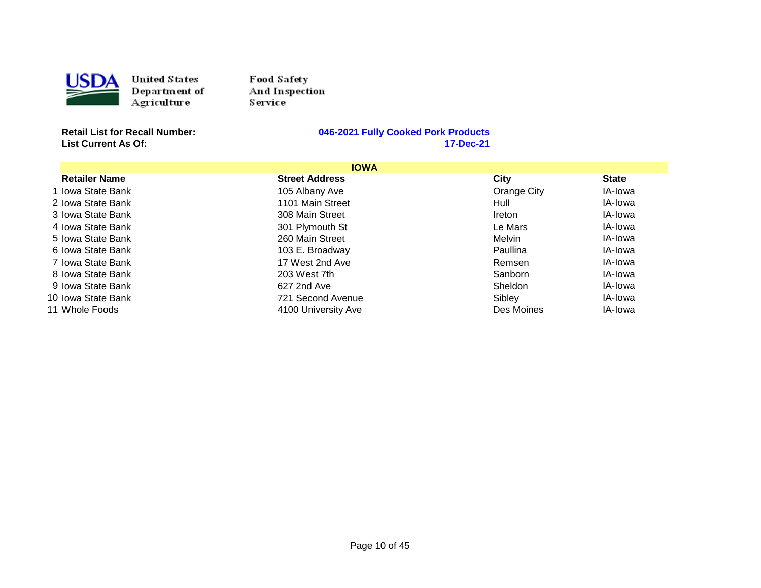United States Department of Agriculture

Food Safety And Inspection Service

**Retail List for Recall Number:** **046-2021 Fully Cooked Pork Products**

**List Current As Of:** **17-Dec-21**

| | IOWA | | | |
|---|---|---|---|---|
| | **Retailer Name** | **Street Address** | **City** | **State** |
| 1 | Iowa State Bank | 105 Albany Ave | Orange City | IA-Iowa |
| 2 | Iowa State Bank | 1101 Main Street | Hull | IA-Iowa |
| 3 | Iowa State Bank | 308 Main Street | Ireton | IA-Iowa |
| 4 | Iowa State Bank | 301 Plymouth St | Le Mars | IA-Iowa |
| 5 | Iowa State Bank | 260 Main Street | Melvin | IA-Iowa |
| 6 | Iowa State Bank | 103 E. Broadway | Paullina | IA-Iowa |
| 7 | Iowa State Bank | 17 West 2nd Ave | Remsen | IA-Iowa |
| 8 | Iowa State Bank | 203 West 7th | Sanborn | IA-Iowa |
| 9 | Iowa State Bank | 627 2nd Ave | Sheldon | IA-Iowa |
| 10 | Iowa State Bank | 721 Second Avenue | Sibley | IA-Iowa |
| 11 | Whole Foods | 4100 University Ave | Des Moines | IA-Iowa |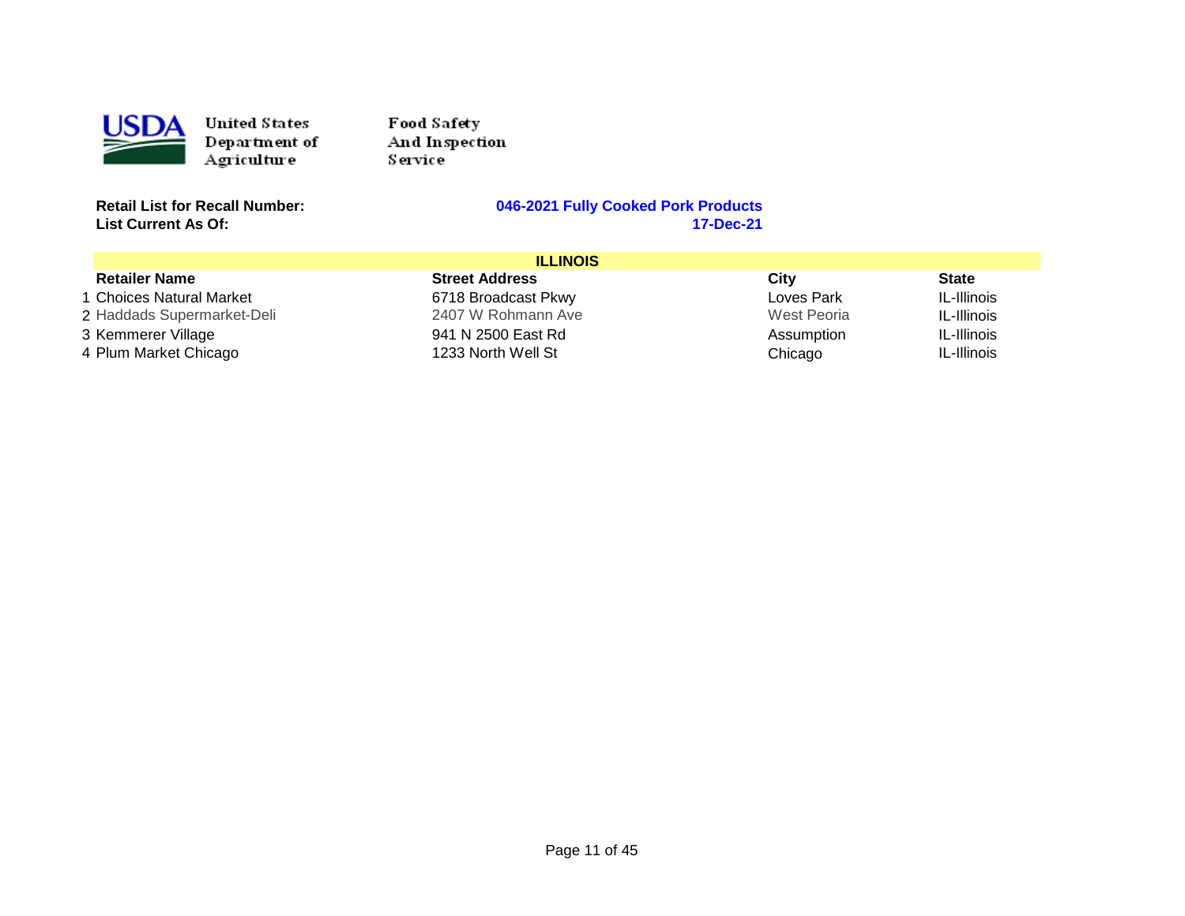United States Department of Agriculture

Food Safety And Inspection Service

**Retail List for Recall Number:** **046-2021 Fully Cooked Pork Products**

**List Current As Of:** **17-Dec-21**

| | **ILLINOIS** | | | |
|---|---|---|---|---|
| | **Retailer Name** | **Street Address** | **City** | **State** |
| 1 | Choices Natural Market | 6718 Broadcast Pkwy | Loves Park | IL-Illinois |
| 2 | Haddads Supermarket-Deli | 2407 W Rohmann Ave | West Peoria | IL-Illinois |
| 3 | Kemmerer Village | 941 N 2500 East Rd | Assumption | IL-Illinois |
| 4 | Plum Market Chicago | 1233 North Well St | Chicago | IL-Illinois |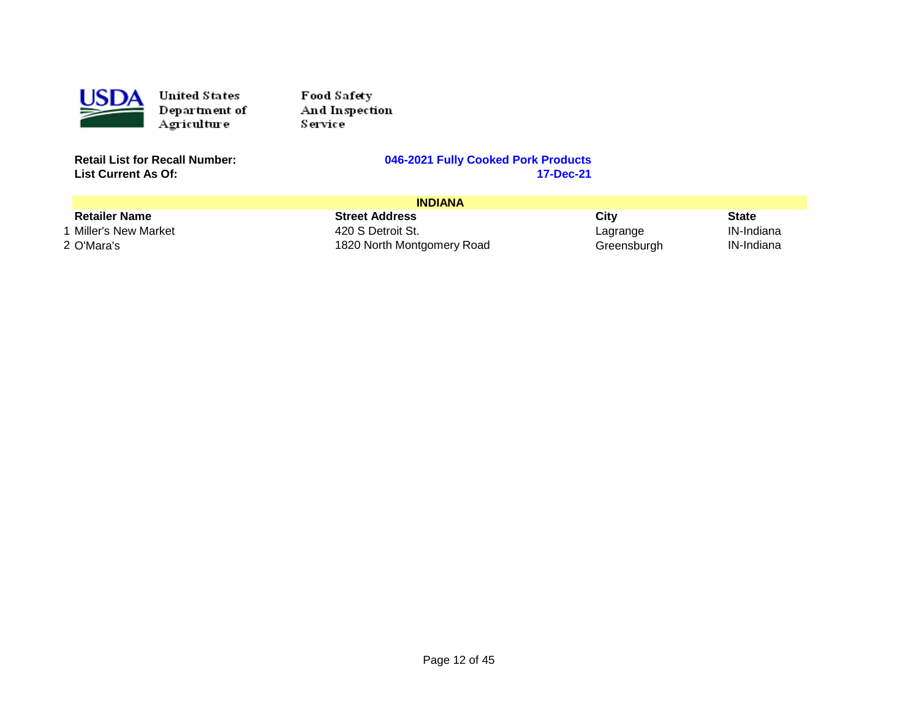United States Department of Agriculture

Food Safety And Inspection Service

**Retail List for Recall Number:** **046-2021 Fully Cooked Pork Products**
**List Current As Of:** **17-Dec-21**

| | INDIANA | | | |
|---|---|---|---|---|
| | **Retailer Name** | **Street Address** | **City** | **State** |
| 1 | Miller's New Market | 420 S Detroit St. | Lagrange | IN-Indiana |
| 2 | O'Mara's | 1820 North Montgomery Road | Greensburgh | IN-Indiana |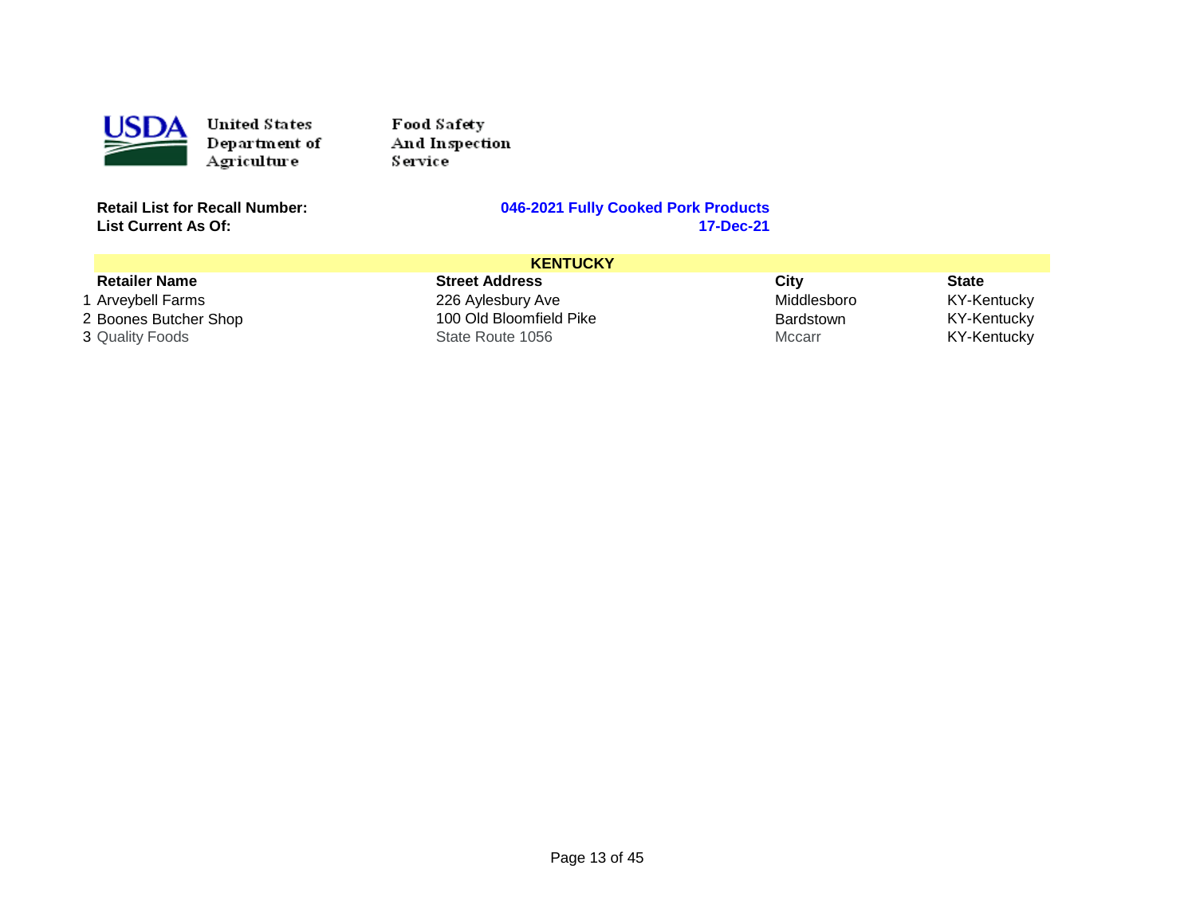United States Department of Agriculture

Food Safety And Inspection Service

**Retail List for Recall Number:** **046-2021 Fully Cooked Pork Products**
**List Current As Of:** **17-Dec-21**

| | **KENTUCKY** | | | |
|---|---|---|---|---|
| | **Retailer Name** | **Street Address** | **City** | **State** |
| 1 | Arveybell Farms | 226 Aylesbury Ave | Middlesboro | KY-Kentucky |
| 2 | Boones Butcher Shop | 100 Old Bloomfield Pike | Bardstown | KY-Kentucky |
| 3 | Quality Foods | State Route 1056 | Mccarr | KY-Kentucky |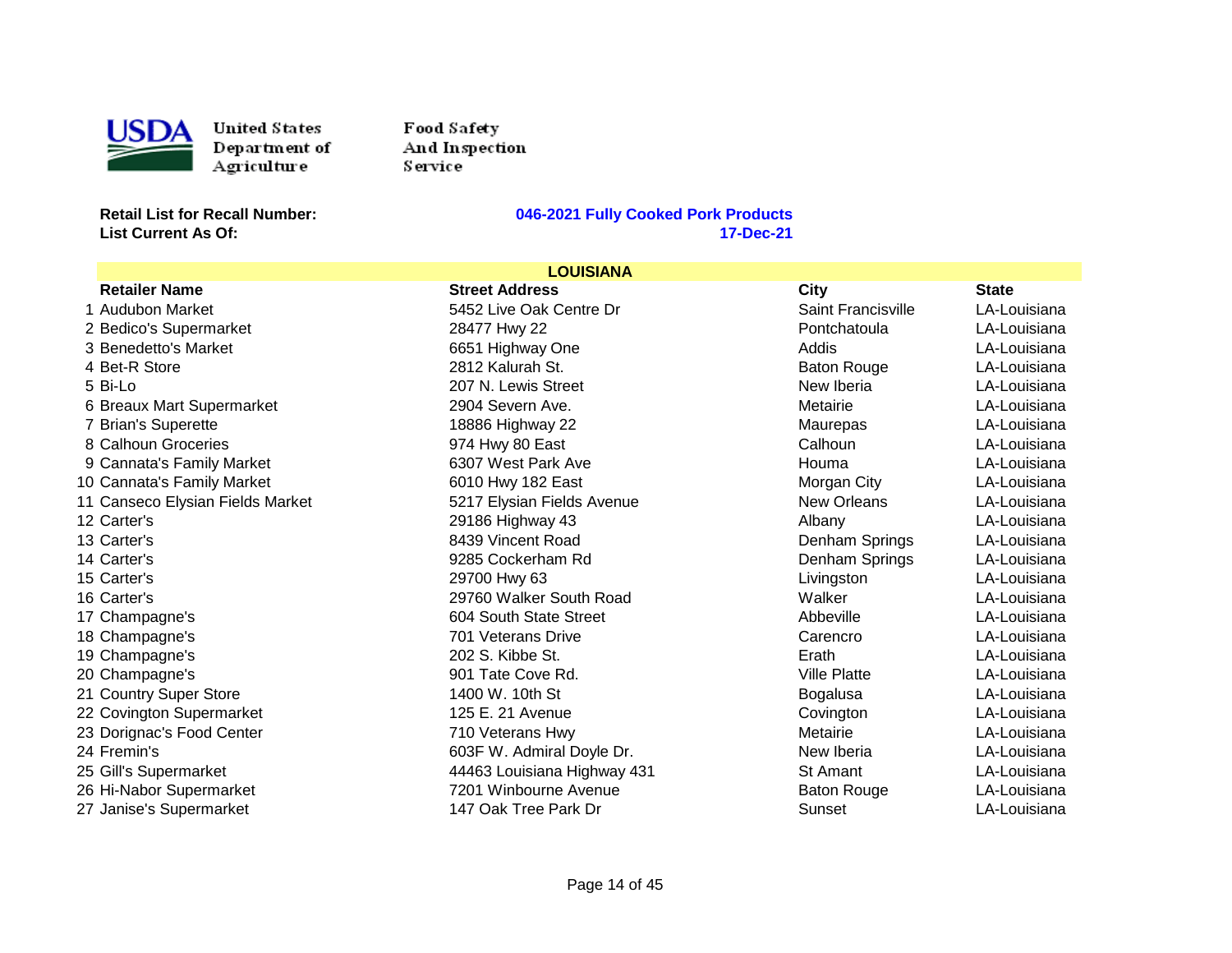United States Department of Agriculture

Food Safety And Inspection Service

**Retail List for Recall Number:** **046-2021 Fully Cooked Pork Products**
**List Current As Of:** **17-Dec-21**

| | **LOUISIANA** | | | |
|---|---|---|---|---|
| | **Retailer Name** | **Street Address** | **City** | **State** |
| 1 | Audubon Market | 5452 Live Oak Centre Dr | Saint Francisville | LA-Louisiana |
| 2 | Bedico's Supermarket | 28477 Hwy 22 | Pontchatoula | LA-Louisiana |
| 3 | Benedetto's Market | 6651 Highway One | Addis | LA-Louisiana |
| 4 | Bet-R Store | 2812 Kalurah St. | Baton Rouge | LA-Louisiana |
| 5 | Bi-Lo | 207 N. Lewis Street | New Iberia | LA-Louisiana |
| 6 | Breaux Mart Supermarket | 2904 Severn Ave. | Metairie | LA-Louisiana |
| 7 | Brian's Superette | 18886 Highway 22 | Maurepas | LA-Louisiana |
| 8 | Calhoun Groceries | 974 Hwy 80 East | Calhoun | LA-Louisiana |
| 9 | Cannata's Family Market | 6307 West Park Ave | Houma | LA-Louisiana |
| 10 | Cannata's Family Market | 6010 Hwy 182 East | Morgan City | LA-Louisiana |
| 11 | Canseco Elysian Fields Market | 5217 Elysian Fields Avenue | New Orleans | LA-Louisiana |
| 12 | Carter's | 29186 Highway 43 | Albany | LA-Louisiana |
| 13 | Carter's | 8439 Vincent Road | Denham Springs | LA-Louisiana |
| 14 | Carter's | 9285 Cockerham Rd | Denham Springs | LA-Louisiana |
| 15 | Carter's | 29700 Hwy 63 | Livingston | LA-Louisiana |
| 16 | Carter's | 29760 Walker South Road | Walker | LA-Louisiana |
| 17 | Champagne's | 604 South State Street | Abbeville | LA-Louisiana |
| 18 | Champagne's | 701 Veterans Drive | Carencro | LA-Louisiana |
| 19 | Champagne's | 202 S. Kibbe St. | Erath | LA-Louisiana |
| 20 | Champagne's | 901 Tate Cove Rd. | Ville Platte | LA-Louisiana |
| 21 | Country Super Store | 1400 W. 10th St | Bogalusa | LA-Louisiana |
| 22 | Covington Supermarket | 125 E. 21 Avenue | Covington | LA-Louisiana |
| 23 | Dorignac's Food Center | 710 Veterans Hwy | Metairie | LA-Louisiana |
| 24 | Fremin's | 603F W. Admiral Doyle Dr. | New Iberia | LA-Louisiana |
| 25 | Gill's Supermarket | 44463 Louisiana Highway 431 | St Amant | LA-Louisiana |
| 26 | Hi-Nabor Supermarket | 7201 Winbourne Avenue | Baton Rouge | LA-Louisiana |
| 27 | Janise's Supermarket | 147 Oak Tree Park Dr | Sunset | LA-Louisiana |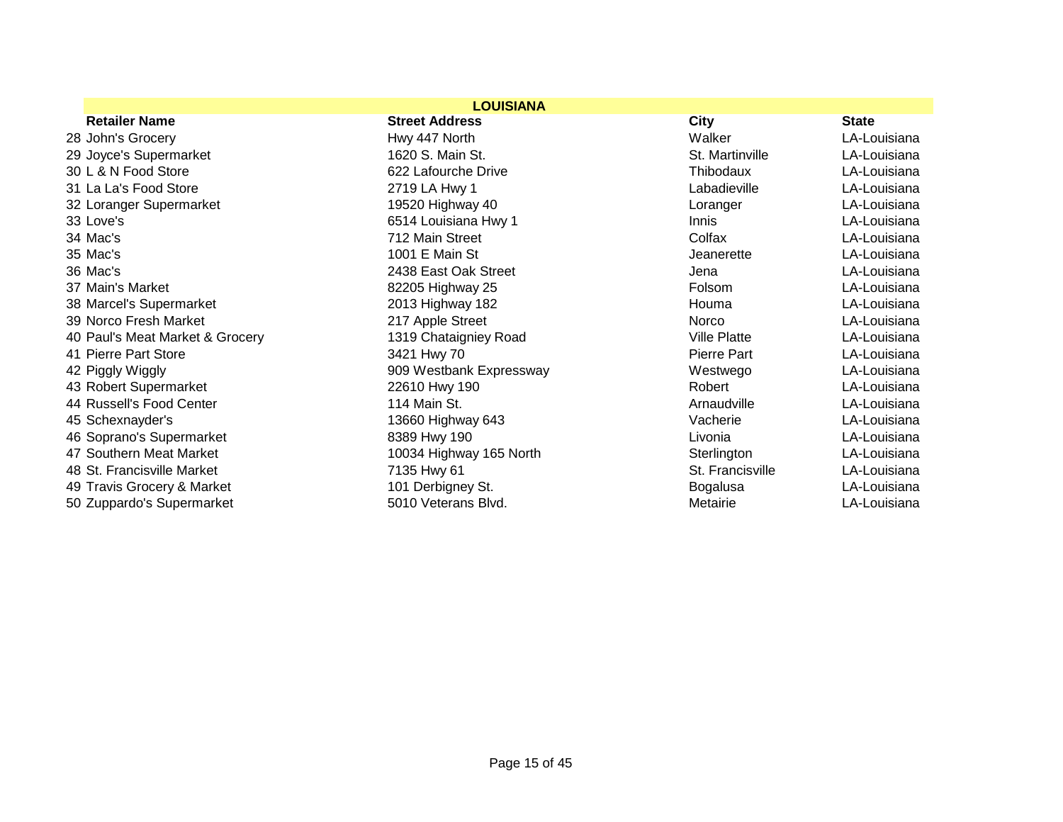| | LOUISIANA | | | |
|---|---|---|---|---|
| | **Retailer Name** | **Street Address** | **City** | **State** |
| 28 | John's Grocery | Hwy 447 North | Walker | LA-Louisiana |
| 29 | Joyce's Supermarket | 1620 S. Main St. | St. Martinville | LA-Louisiana |
| 30 | L & N Food Store | 622 Lafourche Drive | Thibodaux | LA-Louisiana |
| 31 | La La's Food Store | 2719 LA Hwy 1 | Labadieville | LA-Louisiana |
| 32 | Loranger Supermarket | 19520 Highway 40 | Loranger | LA-Louisiana |
| 33 | Love's | 6514 Louisiana Hwy 1 | Innis | LA-Louisiana |
| 34 | Mac's | 712 Main Street | Colfax | LA-Louisiana |
| 35 | Mac's | 1001 E Main St | Jeanerette | LA-Louisiana |
| 36 | Mac's | 2438 East Oak Street | Jena | LA-Louisiana |
| 37 | Main's Market | 82205 Highway 25 | Folsom | LA-Louisiana |
| 38 | Marcel's Supermarket | 2013 Highway 182 | Houma | LA-Louisiana |
| 39 | Norco Fresh Market | 217 Apple Street | Norco | LA-Louisiana |
| 40 | Paul's Meat Market & Grocery | 1319 Chataigniey Road | Ville Platte | LA-Louisiana |
| 41 | Pierre Part Store | 3421 Hwy 70 | Pierre Part | LA-Louisiana |
| 42 | Piggly Wiggly | 909 Westbank Expressway | Westwego | LA-Louisiana |
| 43 | Robert Supermarket | 22610 Hwy 190 | Robert | LA-Louisiana |
| 44 | Russell's Food Center | 114 Main St. | Arnaudville | LA-Louisiana |
| 45 | Schexnayder's | 13660 Highway 643 | Vacherie | LA-Louisiana |
| 46 | Soprano's Supermarket | 8389 Hwy 190 | Livonia | LA-Louisiana |
| 47 | Southern Meat Market | 10034 Highway 165 North | Sterlington | LA-Louisiana |
| 48 | St. Francisville Market | 7135 Hwy 61 | St. Francisville | LA-Louisiana |
| 49 | Travis Grocery & Market | 101 Derbigney St. | Bogalusa | LA-Louisiana |
| 50 | Zuppardo's Supermarket | 5010 Veterans Blvd. | Metairie | LA-Louisiana |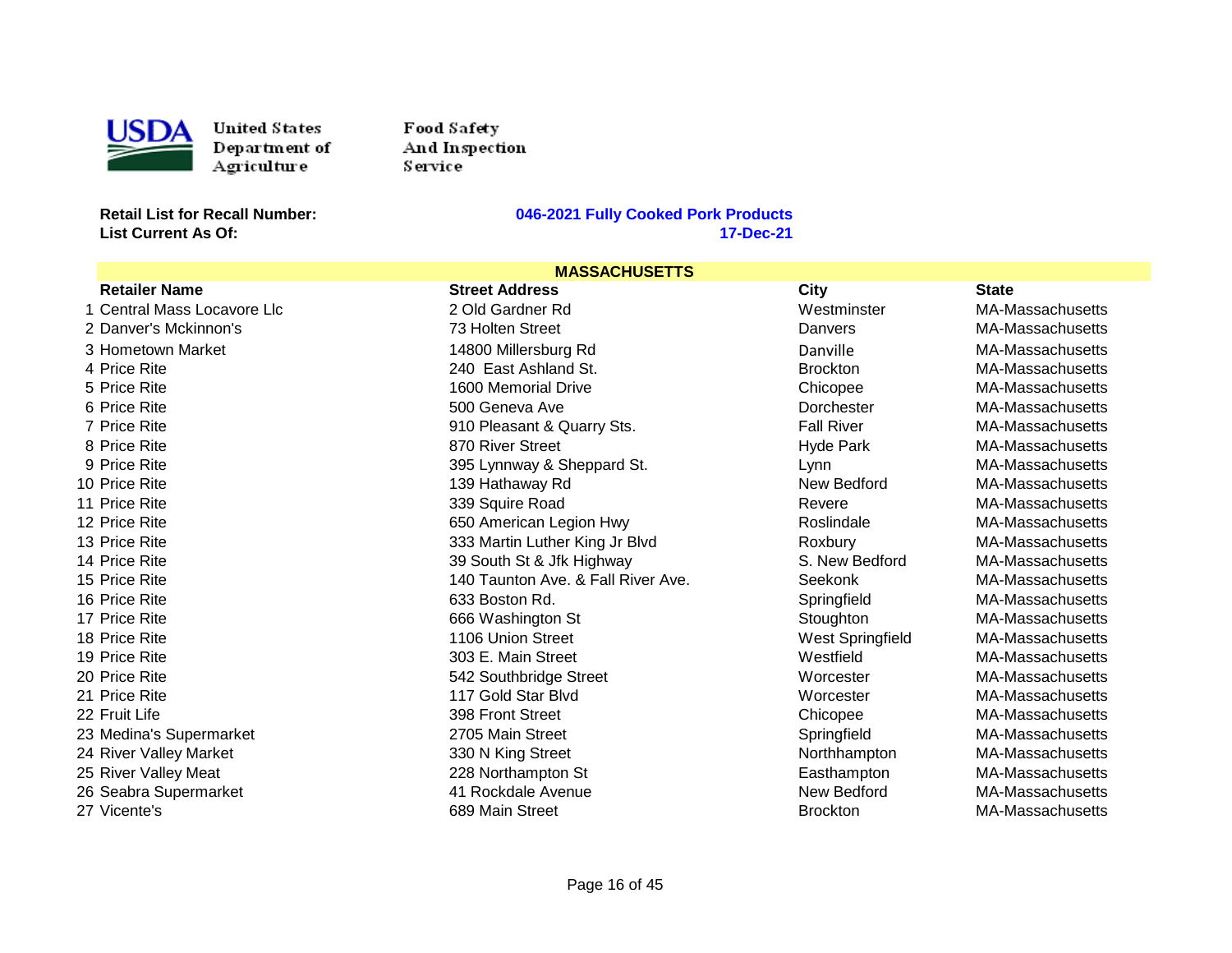United States Department of Agriculture

Food Safety And Inspection Service

**Retail List for Recall Number:** **046-2021 Fully Cooked Pork Products**

**List Current As Of:** **17-Dec-21**

## MASSACHUSETTS

| | Retailer Name | Street Address | City | State |
|---|---|---|---|---|
| 1 | Central Mass Locavore Llc | 2 Old Gardner Rd | Westminster | MA-Massachusetts |
| 2 | Danver's Mckinnon's | 73 Holten Street | Danvers | MA-Massachusetts |
| 3 | Hometown Market | 14800 Millersburg Rd | Danville | MA-Massachusetts |
| 4 | Price Rite | 240 East Ashland St. | Brockton | MA-Massachusetts |
| 5 | Price Rite | 1600 Memorial Drive | Chicopee | MA-Massachusetts |
| 6 | Price Rite | 500 Geneva Ave | Dorchester | MA-Massachusetts |
| 7 | Price Rite | 910 Pleasant & Quarry Sts. | Fall River | MA-Massachusetts |
| 8 | Price Rite | 870 River Street | Hyde Park | MA-Massachusetts |
| 9 | Price Rite | 395 Lynnway & Sheppard St. | Lynn | MA-Massachusetts |
| 10 | Price Rite | 139 Hathaway Rd | New Bedford | MA-Massachusetts |
| 11 | Price Rite | 339 Squire Road | Revere | MA-Massachusetts |
| 12 | Price Rite | 650 American Legion Hwy | Roslindale | MA-Massachusetts |
| 13 | Price Rite | 333 Martin Luther King Jr Blvd | Roxbury | MA-Massachusetts |
| 14 | Price Rite | 39 South St & Jfk Highway | S. New Bedford | MA-Massachusetts |
| 15 | Price Rite | 140 Taunton Ave. & Fall River Ave. | Seekonk | MA-Massachusetts |
| 16 | Price Rite | 633 Boston Rd. | Springfield | MA-Massachusetts |
| 17 | Price Rite | 666 Washington St | Stoughton | MA-Massachusetts |
| 18 | Price Rite | 1106 Union Street | West Springfield | MA-Massachusetts |
| 19 | Price Rite | 303 E. Main Street | Westfield | MA-Massachusetts |
| 20 | Price Rite | 542 Southbridge Street | Worcester | MA-Massachusetts |
| 21 | Price Rite | 117 Gold Star Blvd | Worcester | MA-Massachusetts |
| 22 | Fruit Life | 398 Front Street | Chicopee | MA-Massachusetts |
| 23 | Medina's Supermarket | 2705 Main Street | Springfield | MA-Massachusetts |
| 24 | River Valley Market | 330 N King Street | Northhampton | MA-Massachusetts |
| 25 | River Valley Meat | 228 Northampton St | Easthampton | MA-Massachusetts |
| 26 | Seabra Supermarket | 41 Rockdale Avenue | New Bedford | MA-Massachusetts |
| 27 | Vicente's | 689 Main Street | Brockton | MA-Massachusetts |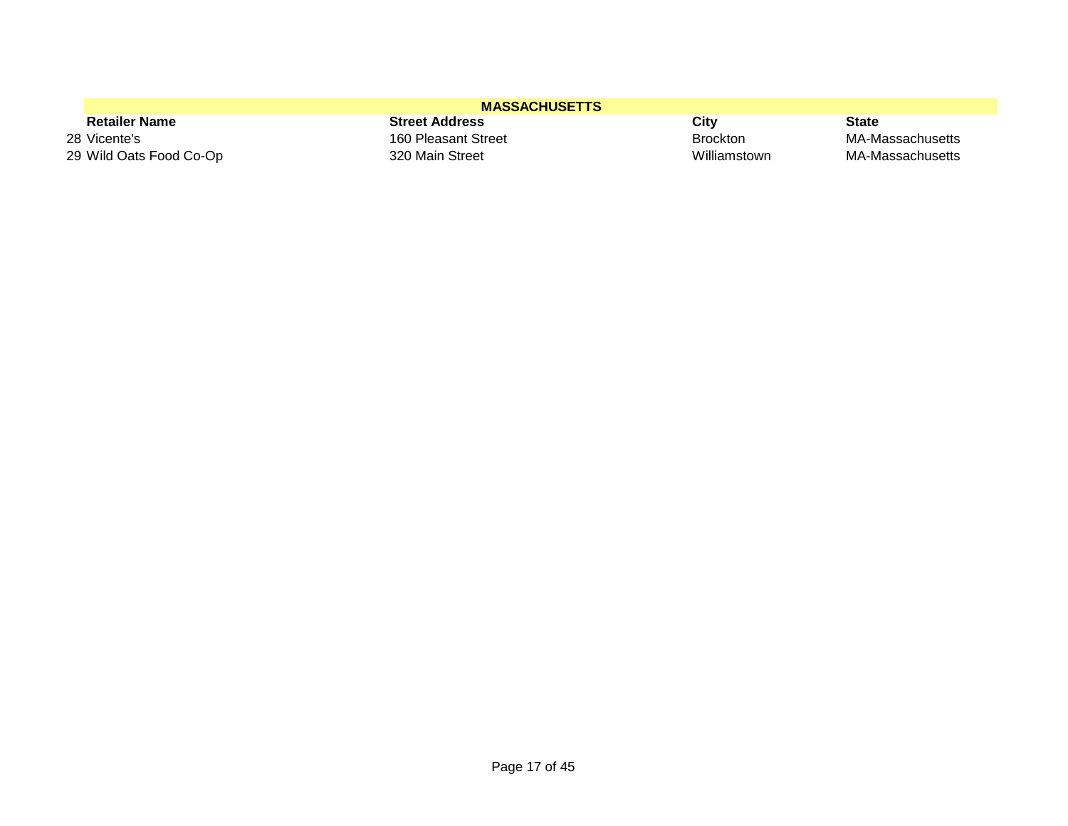| | MASSACHUSETTS | | | |
|---|---|---|---|---|
| | **Retailer Name** | **Street Address** | **City** | **State** |
| 28 | Vicente's | 160 Pleasant Street | Brockton | MA-Massachusetts |
| 29 | Wild Oats Food Co-Op | 320 Main Street | Williamstown | MA-Massachusetts |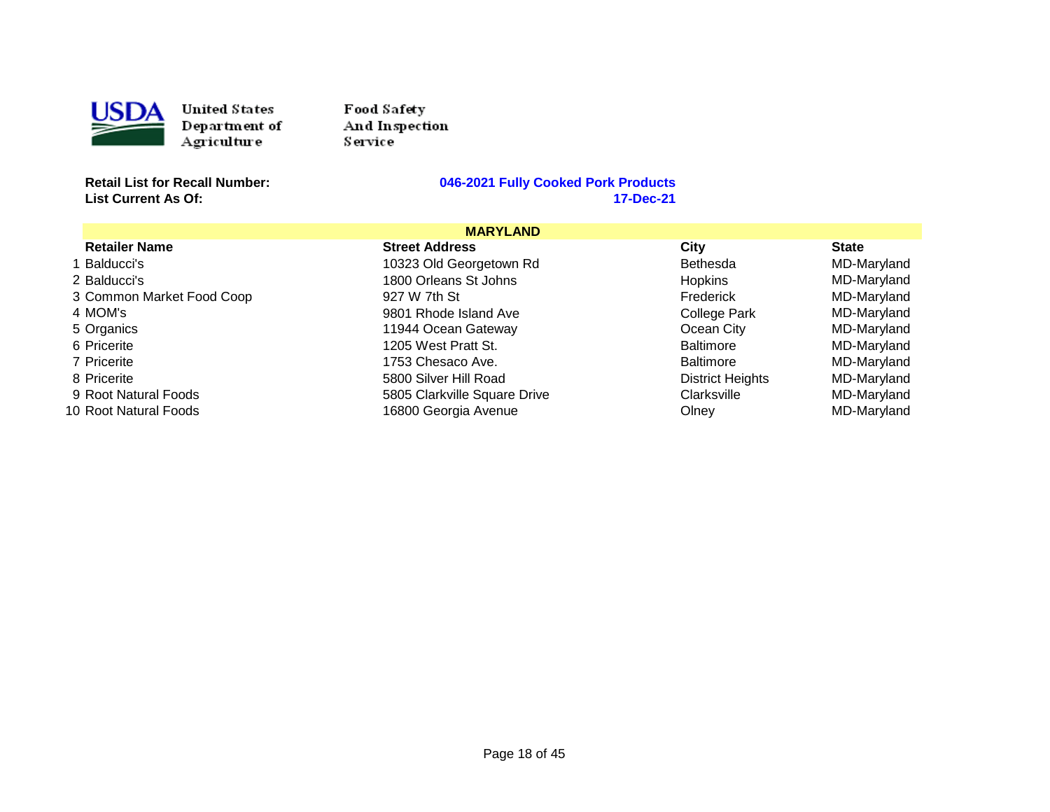United States Department of Agriculture

Food Safety And Inspection Service

**Retail List for Recall Number:** **046-2021 Fully Cooked Pork Products**
**List Current As Of:** **17-Dec-21**

| | **MARYLAND** | | | |
|---|---|---|---|---|
| | **Retailer Name** | **Street Address** | **City** | **State** |
| 1 | Balducci's | 10323 Old Georgetown Rd | Bethesda | MD-Maryland |
| 2 | Balducci's | 1800 Orleans St Johns | Hopkins | MD-Maryland |
| 3 | Common Market Food Coop | 927 W 7th St | Frederick | MD-Maryland |
| 4 | MOM's | 9801 Rhode Island Ave | College Park | MD-Maryland |
| 5 | Organics | 11944 Ocean Gateway | Ocean City | MD-Maryland |
| 6 | Pricerite | 1205 West Pratt St. | Baltimore | MD-Maryland |
| 7 | Pricerite | 1753 Chesaco Ave. | Baltimore | MD-Maryland |
| 8 | Pricerite | 5800 Silver Hill Road | District Heights | MD-Maryland |
| 9 | Root Natural Foods | 5805 Clarkville Square Drive | Clarksville | MD-Maryland |
| 10 | Root Natural Foods | 16800 Georgia Avenue | Olney | MD-Maryland |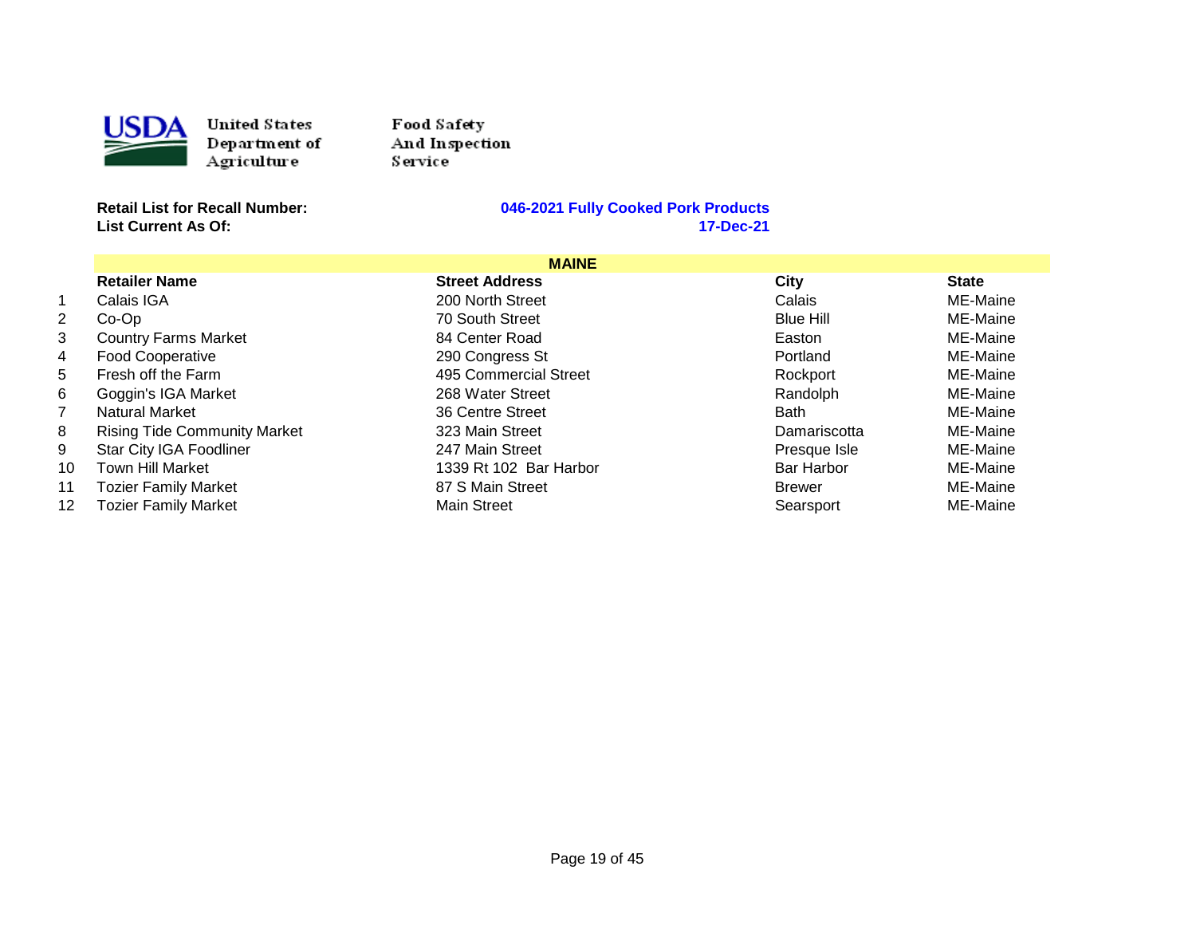United States Department of Agriculture

Food Safety And Inspection Service

**Retail List for Recall Number:** **046-2021 Fully Cooked Pork Products**

**List Current As Of:** **17-Dec-21**

## MAINE

| | Retailer Name | Street Address | City | State |
|---|---|---|---|---|
| 1 | Calais IGA | 200 North Street | Calais | ME-Maine |
| 2 | Co-Op | 70 South Street | Blue Hill | ME-Maine |
| 3 | Country Farms Market | 84 Center Road | Easton | ME-Maine |
| 4 | Food Cooperative | 290 Congress St | Portland | ME-Maine |
| 5 | Fresh off the Farm | 495 Commercial Street | Rockport | ME-Maine |
| 6 | Goggin's IGA Market | 268 Water Street | Randolph | ME-Maine |
| 7 | Natural Market | 36 Centre Street | Bath | ME-Maine |
| 8 | Rising Tide Community Market | 323 Main Street | Damariscotta | ME-Maine |
| 9 | Star City IGA Foodliner | 247 Main Street | Presque Isle | ME-Maine |
| 10 | Town Hill Market | 1339 Rt 102 Bar Harbor | Bar Harbor | ME-Maine |
| 11 | Tozier Family Market | 87 S Main Street | Brewer | ME-Maine |
| 12 | Tozier Family Market | Main Street | Searsport | ME-Maine |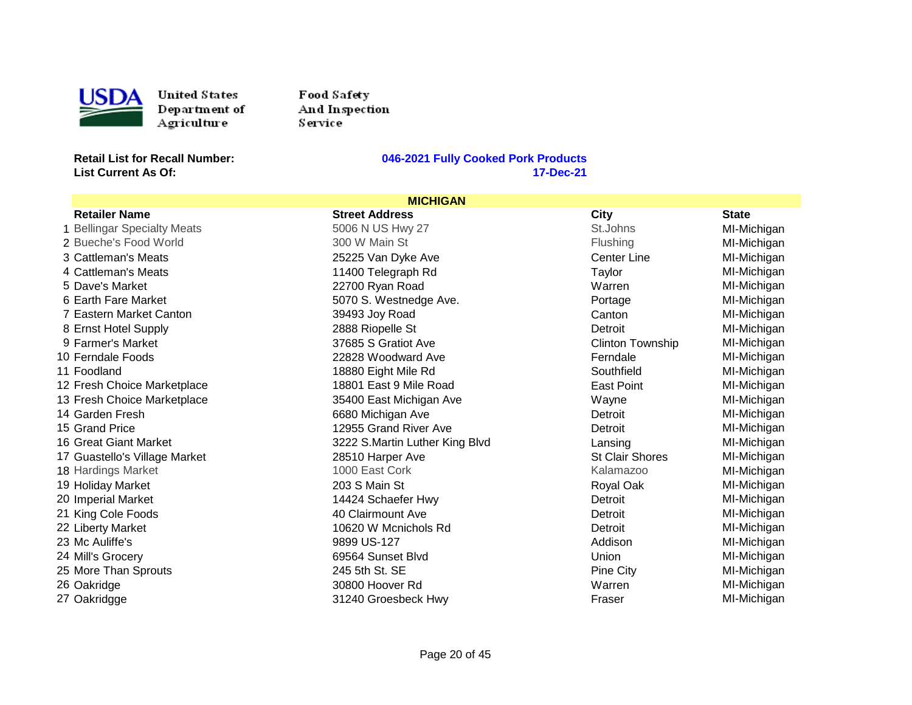United States Department of Agriculture

Food Safety And Inspection Service

**Retail List for Recall Number:** **046-2021 Fully Cooked Pork Products**

**List Current As Of:** **17-Dec-21**

## MICHIGAN

| | Retailer Name | Street Address | City | State |
|---|---|---|---|---|
| 1 | Bellingar Specialty Meats | 5006 N US Hwy 27 | St.Johns | MI-Michigan |
| 2 | Bueche's Food World | 300 W Main St | Flushing | MI-Michigan |
| 3 | Cattleman's Meats | 25225 Van Dyke Ave | Center Line | MI-Michigan |
| 4 | Cattleman's Meats | 11400 Telegraph Rd | Taylor | MI-Michigan |
| 5 | Dave's Market | 22700 Ryan Road | Warren | MI-Michigan |
| 6 | Earth Fare Market | 5070 S. Westnedge Ave. | Portage | MI-Michigan |
| 7 | Eastern Market Canton | 39493 Joy Road | Canton | MI-Michigan |
| 8 | Ernst Hotel Supply | 2888 Riopelle St | Detroit | MI-Michigan |
| 9 | Farmer's Market | 37685 S Gratiot Ave | Clinton Township | MI-Michigan |
| 10 | Ferndale Foods | 22828 Woodward Ave | Ferndale | MI-Michigan |
| 11 | Foodland | 18880 Eight Mile Rd | Southfield | MI-Michigan |
| 12 | Fresh Choice Marketplace | 18801 East 9 Mile Road | East Point | MI-Michigan |
| 13 | Fresh Choice Marketplace | 35400 East Michigan Ave | Wayne | MI-Michigan |
| 14 | Garden Fresh | 6680 Michigan Ave | Detroit | MI-Michigan |
| 15 | Grand Price | 12955 Grand River Ave | Detroit | MI-Michigan |
| 16 | Great Giant Market | 3222 S.Martin Luther King Blvd | Lansing | MI-Michigan |
| 17 | Guastello's Village Market | 28510 Harper Ave | St Clair Shores | MI-Michigan |
| 18 | Hardings Market | 1000 East Cork | Kalamazoo | MI-Michigan |
| 19 | Holiday Market | 203 S Main St | Royal Oak | MI-Michigan |
| 20 | Imperial Market | 14424 Schaefer Hwy | Detroit | MI-Michigan |
| 21 | King Cole Foods | 40 Clairmount Ave | Detroit | MI-Michigan |
| 22 | Liberty Market | 10620 W Mcnichols Rd | Detroit | MI-Michigan |
| 23 | Mc Auliffe's | 9899 US-127 | Addison | MI-Michigan |
| 24 | Mill's Grocery | 69564 Sunset Blvd | Union | MI-Michigan |
| 25 | More Than Sprouts | 245 5th St. SE | Pine City | MI-Michigan |
| 26 | Oakridge | 30800 Hoover Rd | Warren | MI-Michigan |
| 27 | Oakridgge | 31240 Groesbeck Hwy | Fraser | MI-Michigan |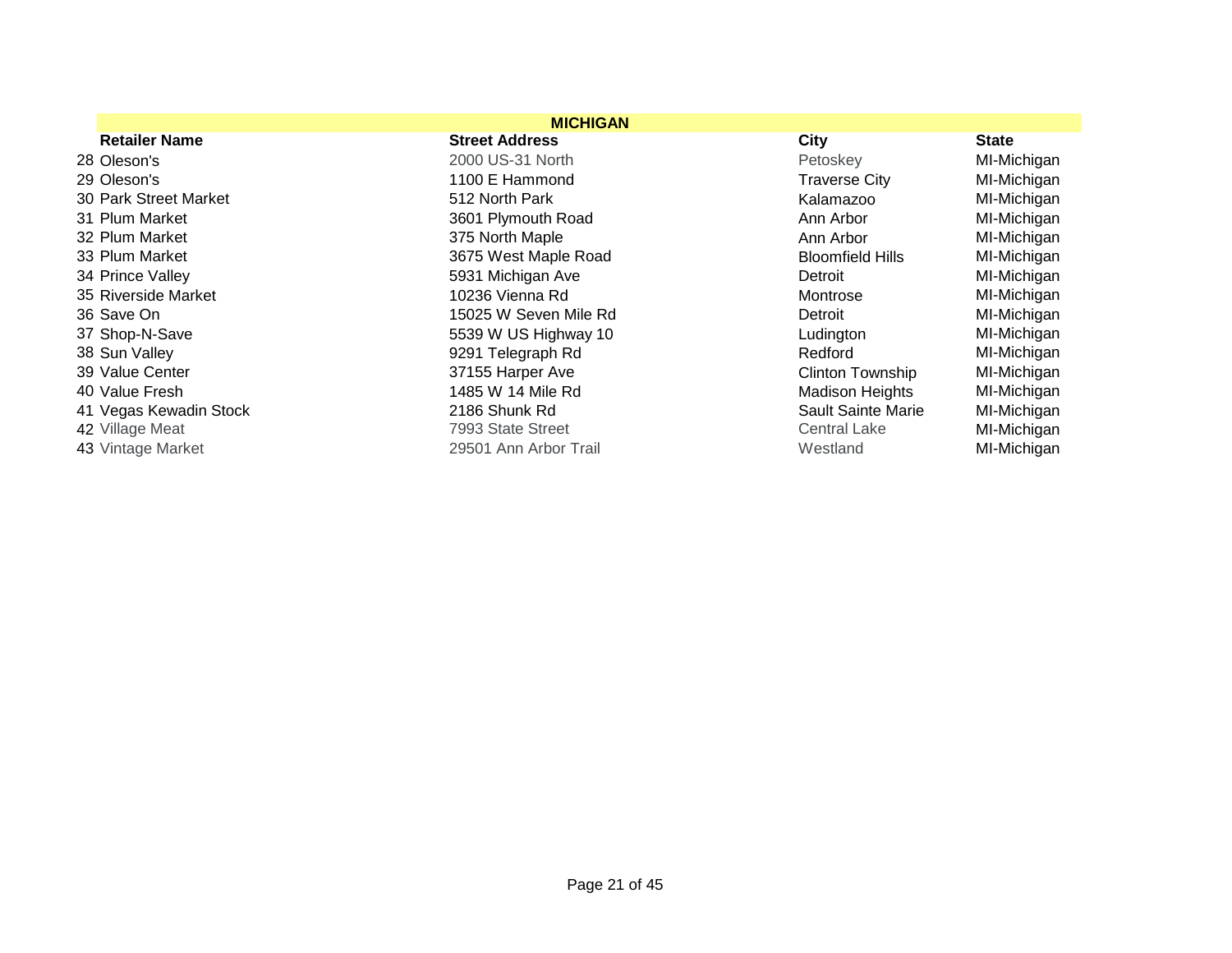| | MICHIGAN | | | |
|---|---|---|---|---|
| | **Retailer Name** | **Street Address** | **City** | **State** |
| 28 | Oleson's | 2000 US-31 North | Petoskey | MI-Michigan |
| 29 | Oleson's | 1100 E Hammond | Traverse City | MI-Michigan |
| 30 | Park Street Market | 512 North Park | Kalamazoo | MI-Michigan |
| 31 | Plum Market | 3601 Plymouth Road | Ann Arbor | MI-Michigan |
| 32 | Plum Market | 375 North Maple | Ann Arbor | MI-Michigan |
| 33 | Plum Market | 3675 West Maple Road | Bloomfield Hills | MI-Michigan |
| 34 | Prince Valley | 5931 Michigan Ave | Detroit | MI-Michigan |
| 35 | Riverside Market | 10236 Vienna Rd | Montrose | MI-Michigan |
| 36 | Save On | 15025 W Seven Mile Rd | Detroit | MI-Michigan |
| 37 | Shop-N-Save | 5539 W US Highway 10 | Ludington | MI-Michigan |
| 38 | Sun Valley | 9291 Telegraph Rd | Redford | MI-Michigan |
| 39 | Value Center | 37155 Harper Ave | Clinton Township | MI-Michigan |
| 40 | Value Fresh | 1485 W 14 Mile Rd | Madison Heights | MI-Michigan |
| 41 | Vegas Kewadin Stock | 2186 Shunk Rd | Sault Sainte Marie | MI-Michigan |
| 42 | Village Meat | 7993 State Street | Central Lake | MI-Michigan |
| 43 | Vintage Market | 29501 Ann Arbor Trail | Westland | MI-Michigan |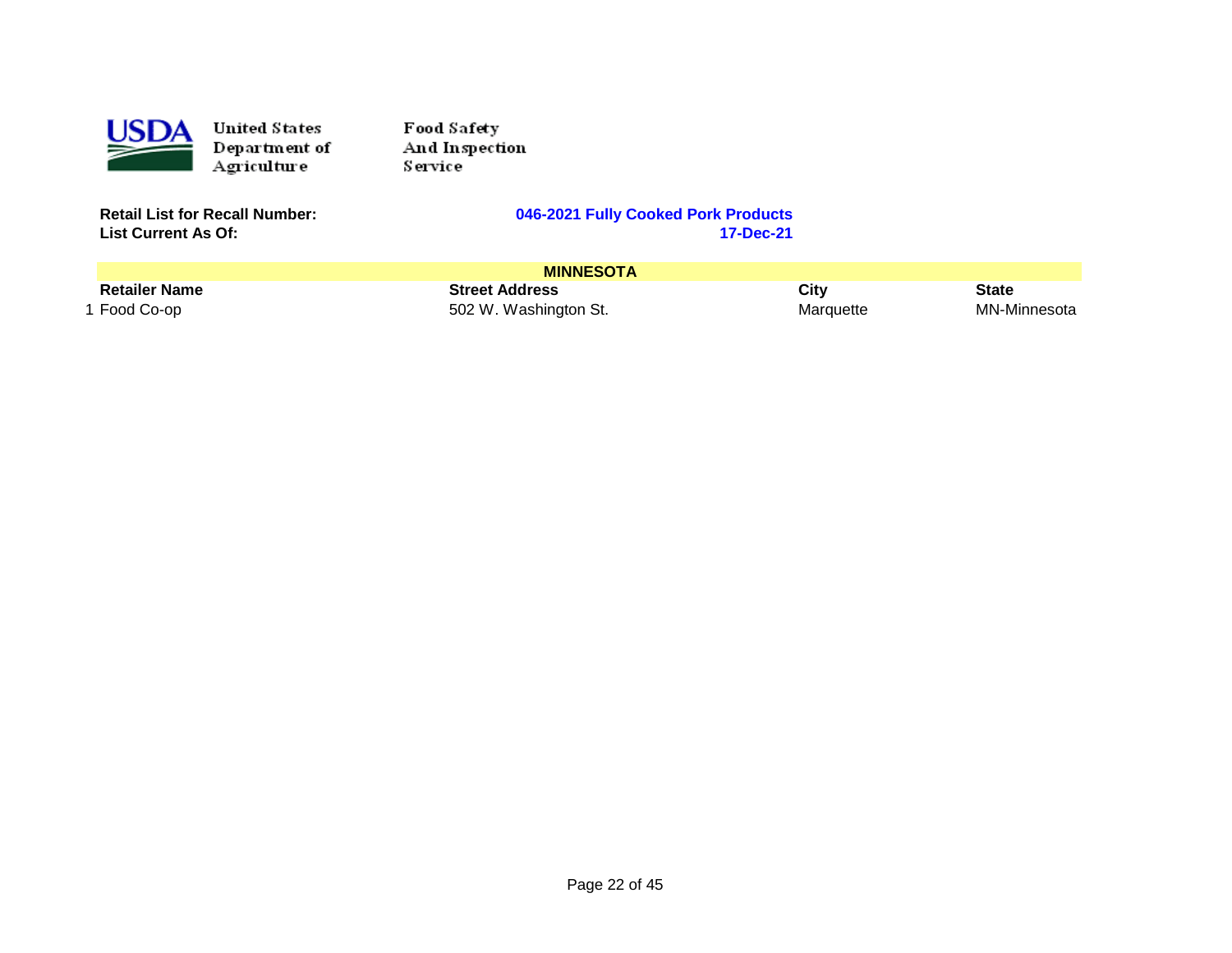United States Department of Agriculture

Food Safety And Inspection Service

**Retail List for Recall Number:** **046-2021 Fully Cooked Pork Products**
**List Current As Of:** **17-Dec-21**

| | **MINNESOTA** | | | |
|---|---|---|---|---|
| | **Retailer Name** | **Street Address** | **City** | **State** |
| 1 | Food Co-op | 502 W. Washington St. | Marquette | MN-Minnesota |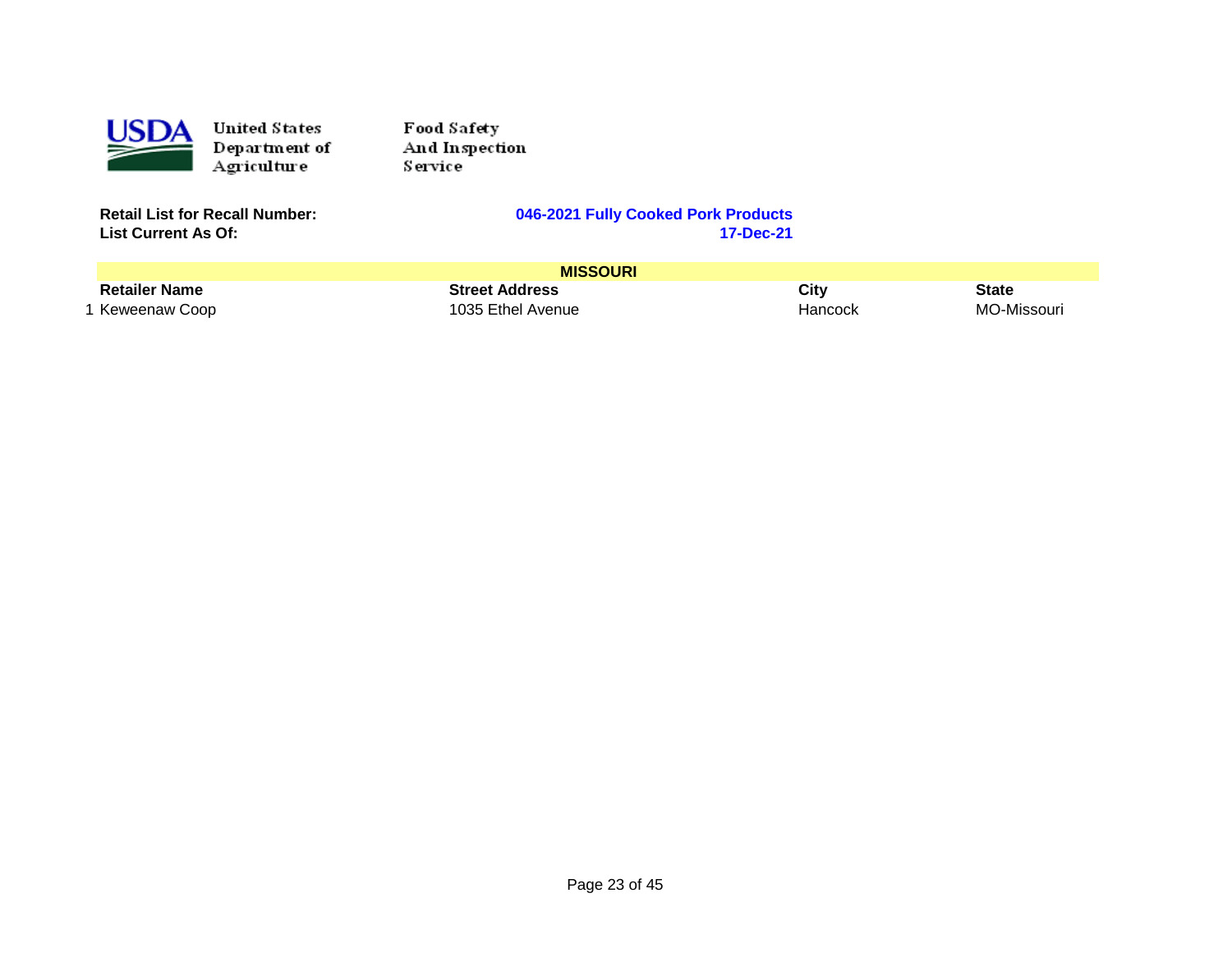United States Department of Agriculture

Food Safety And Inspection Service

**Retail List for Recall Number:** **046-2021 Fully Cooked Pork Products**
**List Current As Of:** **17-Dec-21**

| | **MISSOURI** | | | |
|---|---|---|---|---|
| | **Retailer Name** | **Street Address** | **City** | **State** |
| 1 | Keweenaw Coop | 1035 Ethel Avenue | Hancock | MO-Missouri |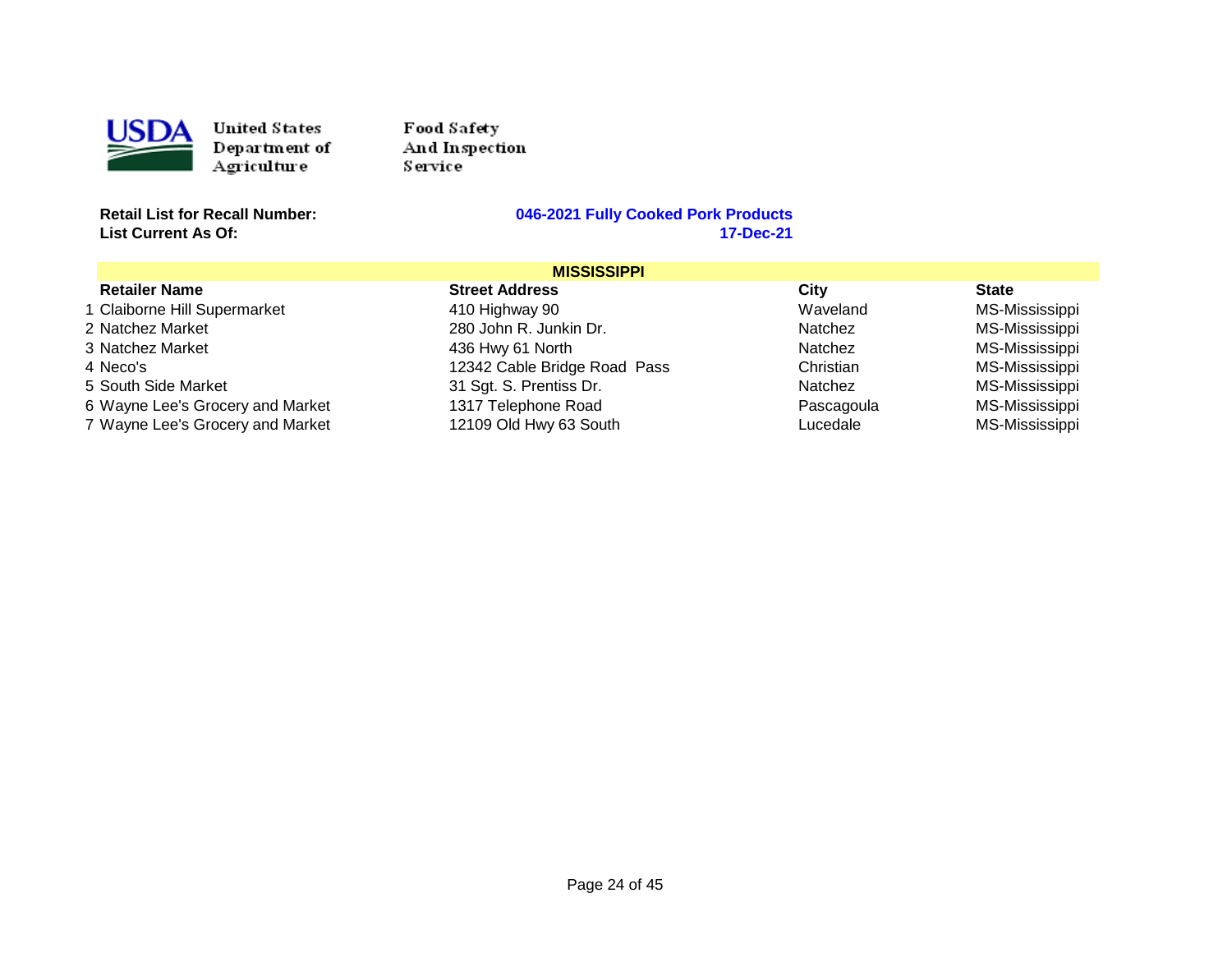United States Department of Agriculture

Food Safety And Inspection Service

**Retail List for Recall Number:** **046-2021 Fully Cooked Pork Products**

**List Current As Of:** **17-Dec-21**

## MISSISSIPPI

| | Retailer Name | Street Address | City | State |
|---|---|---|---|---|
| 1 | Claiborne Hill Supermarket | 410 Highway 90 | Waveland | MS-Mississippi |
| 2 | Natchez Market | 280 John R. Junkin Dr. | Natchez | MS-Mississippi |
| 3 | Natchez Market | 436 Hwy 61 North | Natchez | MS-Mississippi |
| 4 | Neco's | 12342 Cable Bridge Road Pass | Christian | MS-Mississippi |
| 5 | South Side Market | 31 Sgt. S. Prentiss Dr. | Natchez | MS-Mississippi |
| 6 | Wayne Lee's Grocery and Market | 1317 Telephone Road | Pascagoula | MS-Mississippi |
| 7 | Wayne Lee's Grocery and Market | 12109 Old Hwy 63 South | Lucedale | MS-Mississippi |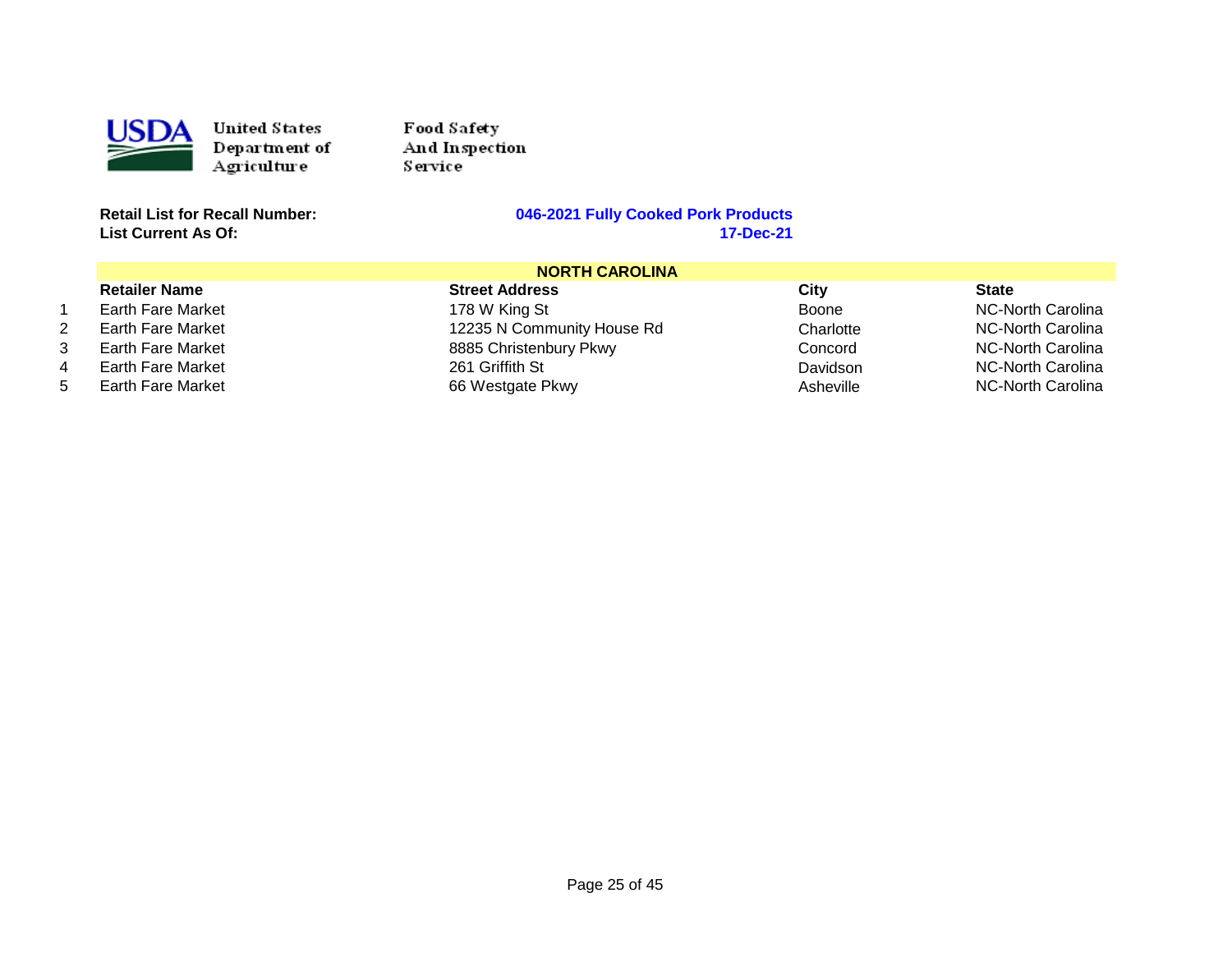United States Department of Agriculture

Food Safety And Inspection Service

**Retail List for Recall Number:** **046-2021 Fully Cooked Pork Products**
**List Current As Of:** **17-Dec-21**

**NORTH CAROLINA**

| | Retailer Name | Street Address | City | State |
|---|---|---|---|---|
| 1 | Earth Fare Market | 178 W King St | Boone | NC-North Carolina |
| 2 | Earth Fare Market | 12235 N Community House Rd | Charlotte | NC-North Carolina |
| 3 | Earth Fare Market | 8885 Christenbury Pkwy | Concord | NC-North Carolina |
| 4 | Earth Fare Market | 261 Griffith St | Davidson | NC-North Carolina |
| 5 | Earth Fare Market | 66 Westgate Pkwy | Asheville | NC-North Carolina |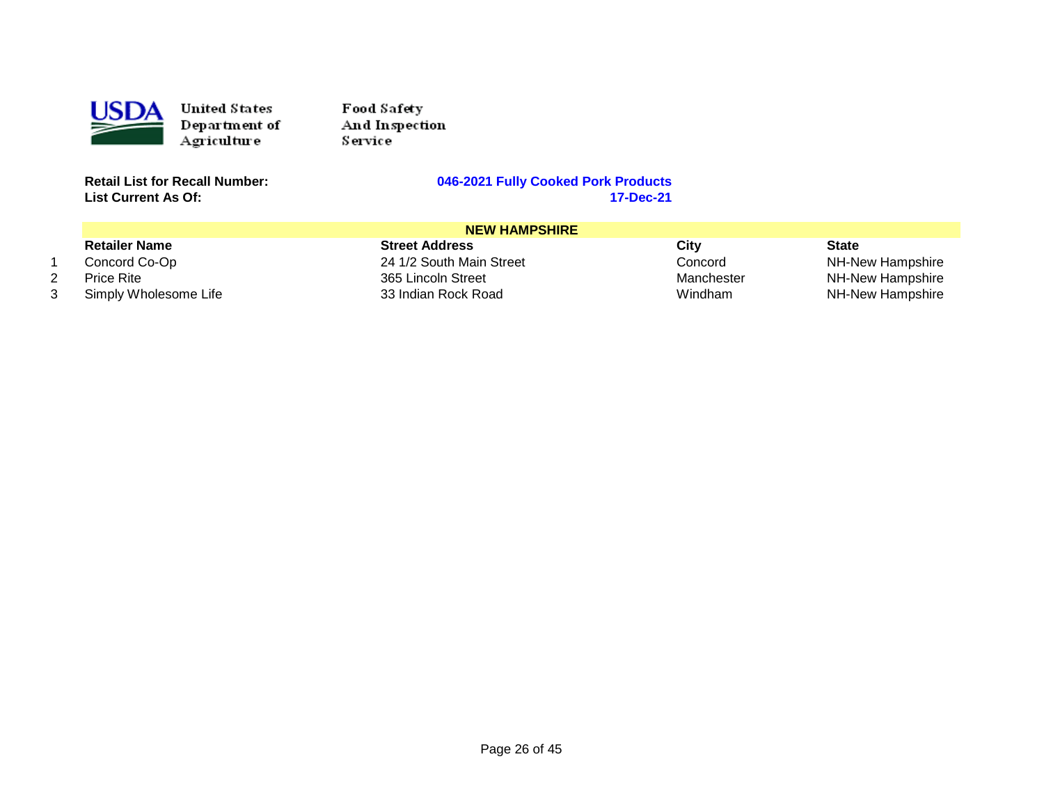United States Department of Agriculture

Food Safety And Inspection Service

**Retail List for Recall Number:** **046-2021 Fully Cooked Pork Products**

**List Current As Of:** **17-Dec-21**

| | **NEW HAMPSHIRE** | | | |
|---|---|---|---|---|
| | **Retailer Name** | **Street Address** | **City** | **State** |
| 1 | Concord Co-Op | 24 1/2 South Main Street | Concord | NH-New Hampshire |
| 2 | Price Rite | 365 Lincoln Street | Manchester | NH-New Hampshire |
| 3 | Simply Wholesome Life | 33 Indian Rock Road | Windham | NH-New Hampshire |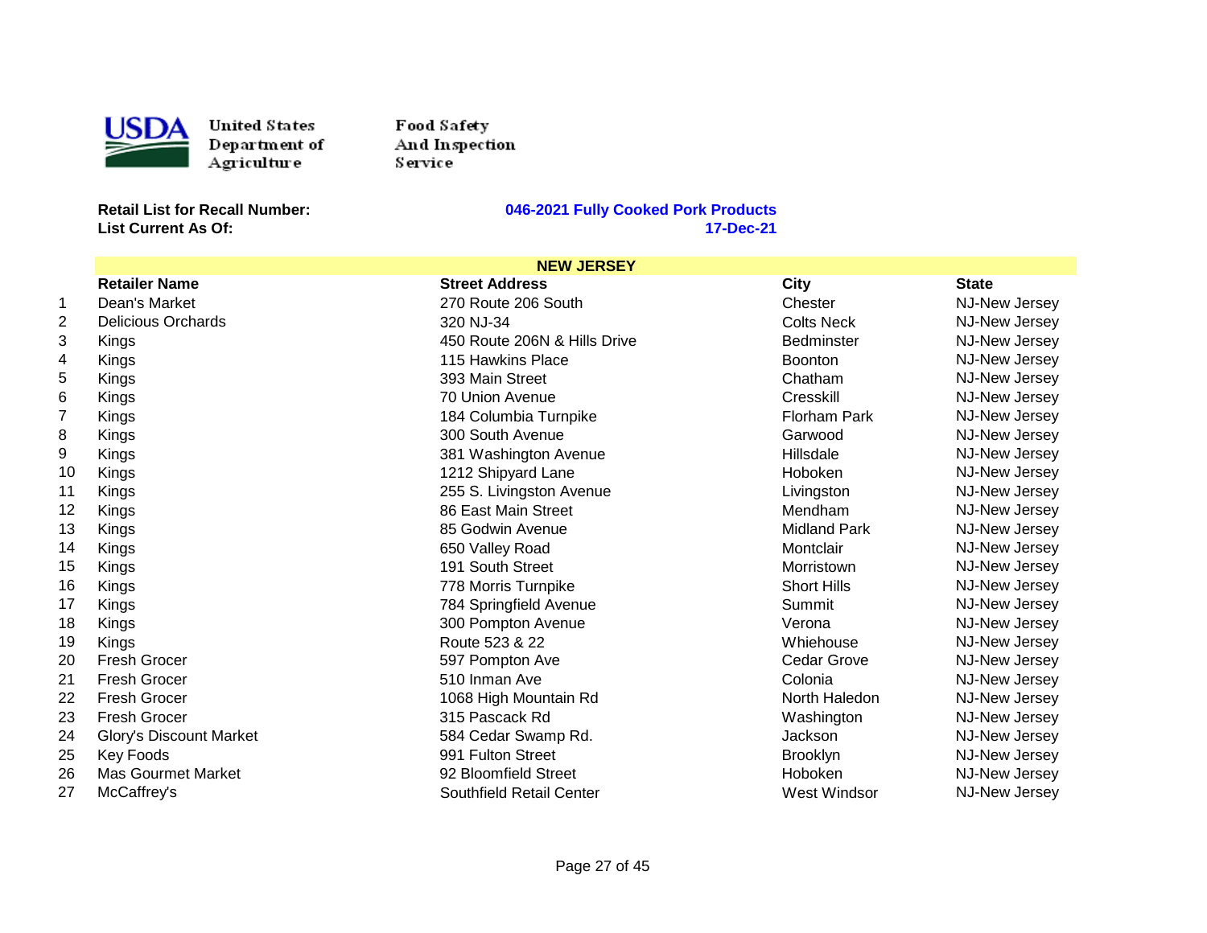United States Department of Agriculture

Food Safety And Inspection Service

**Retail List for Recall Number:** **046-2021 Fully Cooked Pork Products**

**List Current As Of:** **17-Dec-21**

**NEW JERSEY**

| | Retailer Name | Street Address | City | State |
|---|---|---|---|---|
| 1 | Dean's Market | 270 Route 206 South | Chester | NJ-New Jersey |
| 2 | Delicious Orchards | 320 NJ-34 | Colts Neck | NJ-New Jersey |
| 3 | Kings | 450 Route 206N & Hills Drive | Bedminster | NJ-New Jersey |
| 4 | Kings | 115 Hawkins Place | Boonton | NJ-New Jersey |
| 5 | Kings | 393 Main Street | Chatham | NJ-New Jersey |
| 6 | Kings | 70 Union Avenue | Cresskill | NJ-New Jersey |
| 7 | Kings | 184 Columbia Turnpike | Florham Park | NJ-New Jersey |
| 8 | Kings | 300 South Avenue | Garwood | NJ-New Jersey |
| 9 | Kings | 381 Washington Avenue | Hillsdale | NJ-New Jersey |
| 10 | Kings | 1212 Shipyard Lane | Hoboken | NJ-New Jersey |
| 11 | Kings | 255 S. Livingston Avenue | Livingston | NJ-New Jersey |
| 12 | Kings | 86 East Main Street | Mendham | NJ-New Jersey |
| 13 | Kings | 85 Godwin Avenue | Midland Park | NJ-New Jersey |
| 14 | Kings | 650 Valley Road | Montclair | NJ-New Jersey |
| 15 | Kings | 191 South Street | Morristown | NJ-New Jersey |
| 16 | Kings | 778 Morris Turnpike | Short Hills | NJ-New Jersey |
| 17 | Kings | 784 Springfield Avenue | Summit | NJ-New Jersey |
| 18 | Kings | 300 Pompton Avenue | Verona | NJ-New Jersey |
| 19 | Kings | Route 523 & 22 | Whiehouse | NJ-New Jersey |
| 20 | Fresh Grocer | 597 Pompton Ave | Cedar Grove | NJ-New Jersey |
| 21 | Fresh Grocer | 510 Inman Ave | Colonia | NJ-New Jersey |
| 22 | Fresh Grocer | 1068 High Mountain Rd | North Haledon | NJ-New Jersey |
| 23 | Fresh Grocer | 315 Pascack Rd | Washington | NJ-New Jersey |
| 24 | Glory's Discount Market | 584 Cedar Swamp Rd. | Jackson | NJ-New Jersey |
| 25 | Key Foods | 991 Fulton Street | Brooklyn | NJ-New Jersey |
| 26 | Mas Gourmet Market | 92 Bloomfield Street | Hoboken | NJ-New Jersey |
| 27 | McCaffrey's | Southfield Retail Center | West Windsor | NJ-New Jersey |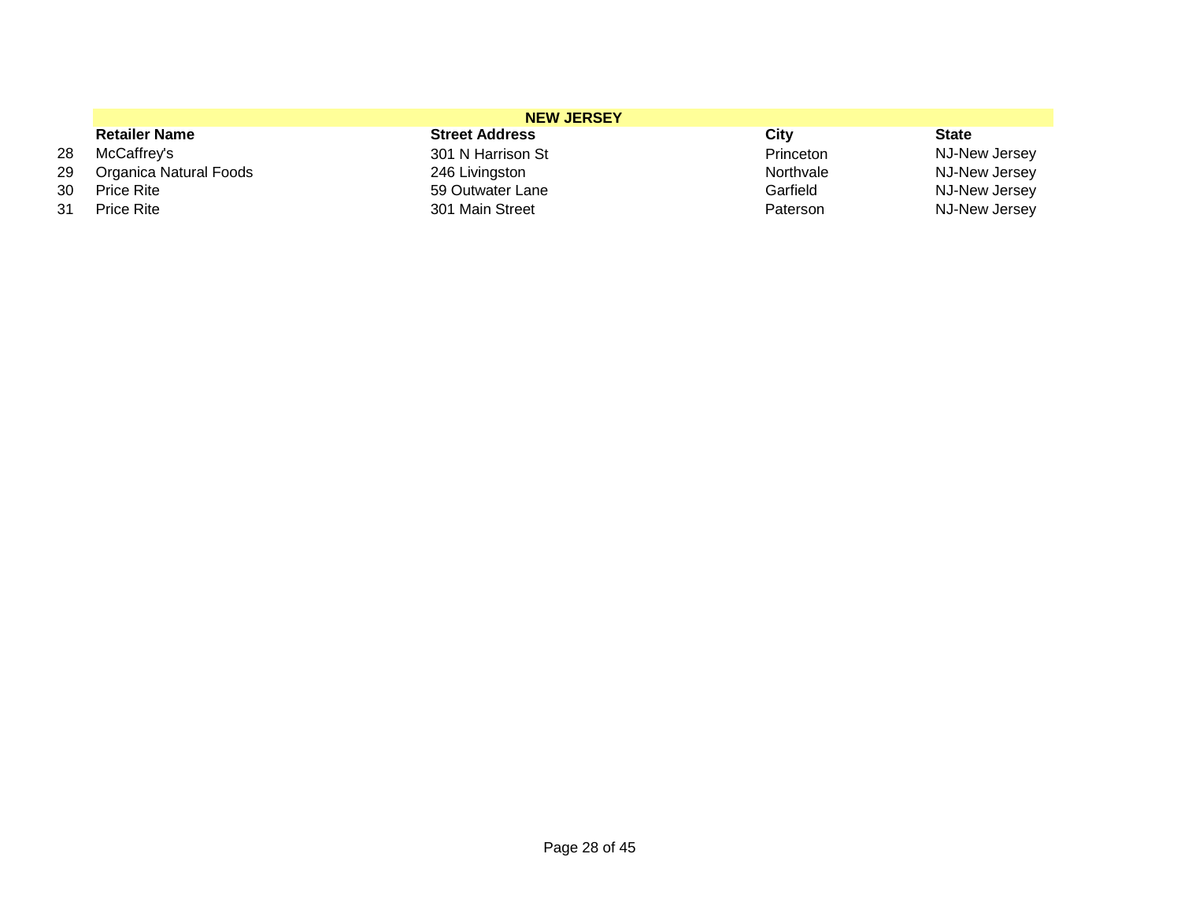| | NEW JERSEY | | | |
|---|---|---|---|---|
| | **Retailer Name** | **Street Address** | **City** | **State** |
| 28 | McCaffrey's | 301 N Harrison St | Princeton | NJ-New Jersey |
| 29 | Organica Natural Foods | 246 Livingston | Northvale | NJ-New Jersey |
| 30 | Price Rite | 59 Outwater Lane | Garfield | NJ-New Jersey |
| 31 | Price Rite | 301 Main Street | Paterson | NJ-New Jersey |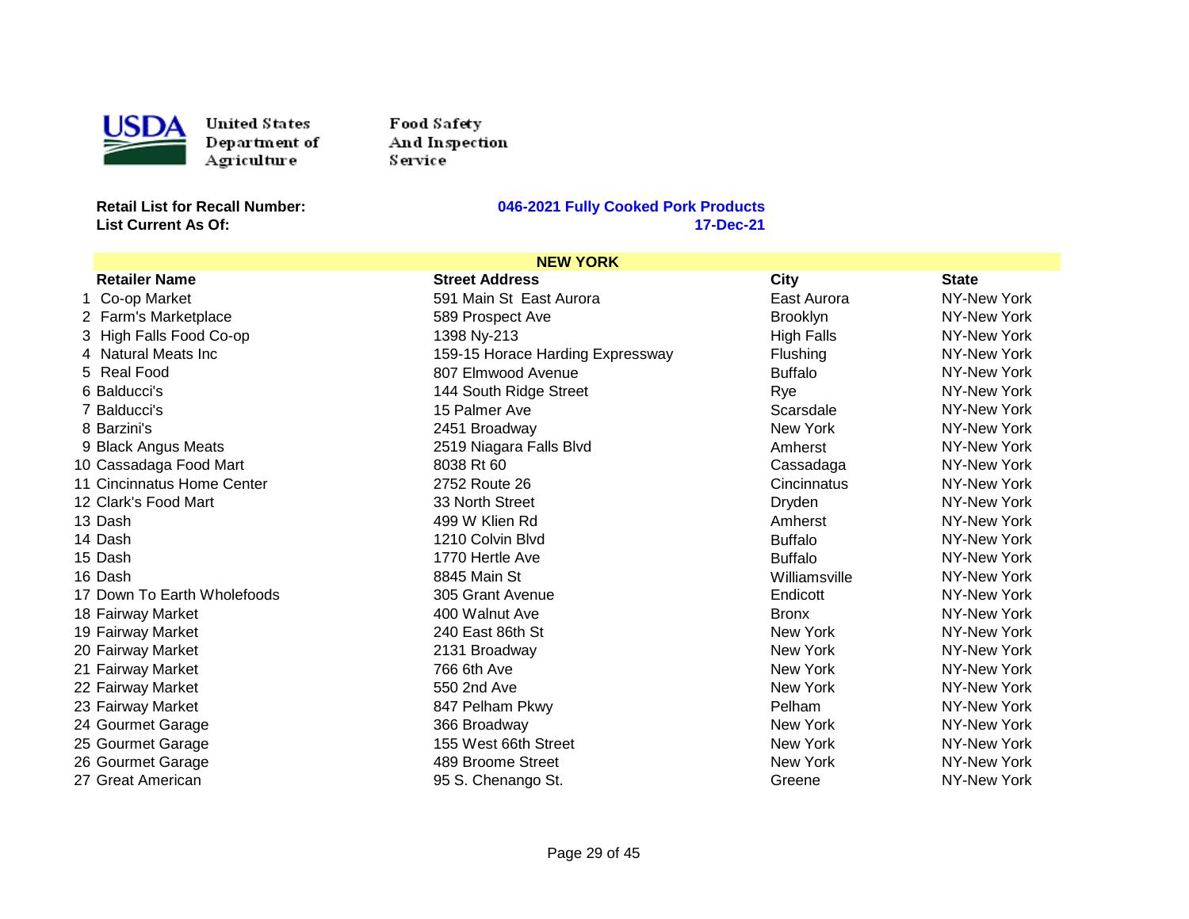United States Department of Agriculture

Food Safety And Inspection Service

**Retail List for Recall Number:** **046-2021 Fully Cooked Pork Products**
**List Current As Of:** **17-Dec-21**

## NEW YORK

| | Retailer Name | Street Address | City | State |
|---|---|---|---|---|
| 1 | Co-op Market | 591 Main St East Aurora | East Aurora | NY-New York |
| 2 | Farm's Marketplace | 589 Prospect Ave | Brooklyn | NY-New York |
| 3 | High Falls Food Co-op | 1398 Ny-213 | High Falls | NY-New York |
| 4 | Natural Meats Inc | 159-15 Horace Harding Expressway | Flushing | NY-New York |
| 5 | Real Food | 807 Elmwood Avenue | Buffalo | NY-New York |
| 6 | Balducci's | 144 South Ridge Street | Rye | NY-New York |
| 7 | Balducci's | 15 Palmer Ave | Scarsdale | NY-New York |
| 8 | Barzini's | 2451 Broadway | New York | NY-New York |
| 9 | Black Angus Meats | 2519 Niagara Falls Blvd | Amherst | NY-New York |
| 10 | Cassadaga Food Mart | 8038 Rt 60 | Cassadaga | NY-New York |
| 11 | Cincinnatus Home Center | 2752 Route 26 | Cincinnatus | NY-New York |
| 12 | Clark's Food Mart | 33 North Street | Dryden | NY-New York |
| 13 | Dash | 499 W Klien Rd | Amherst | NY-New York |
| 14 | Dash | 1210 Colvin Blvd | Buffalo | NY-New York |
| 15 | Dash | 1770 Hertle Ave | Buffalo | NY-New York |
| 16 | Dash | 8845 Main St | Williamsville | NY-New York |
| 17 | Down To Earth Wholefoods | 305 Grant Avenue | Endicott | NY-New York |
| 18 | Fairway Market | 400 Walnut Ave | Bronx | NY-New York |
| 19 | Fairway Market | 240 East 86th St | New York | NY-New York |
| 20 | Fairway Market | 2131 Broadway | New York | NY-New York |
| 21 | Fairway Market | 766 6th Ave | New York | NY-New York |
| 22 | Fairway Market | 550 2nd Ave | New York | NY-New York |
| 23 | Fairway Market | 847 Pelham Pkwy | Pelham | NY-New York |
| 24 | Gourmet Garage | 366 Broadway | New York | NY-New York |
| 25 | Gourmet Garage | 155 West 66th Street | New York | NY-New York |
| 26 | Gourmet Garage | 489 Broome Street | New York | NY-New York |
| 27 | Great American | 95 S. Chenango St. | Greene | NY-New York |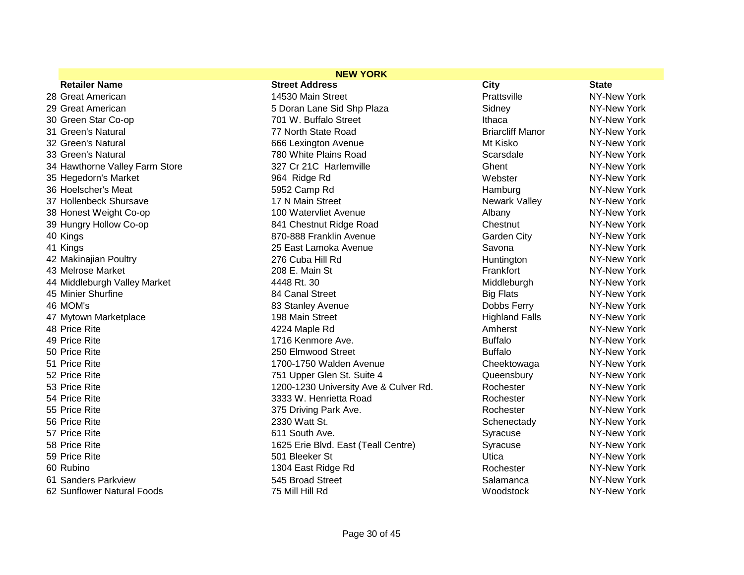| | NEW YORK | | | |
|---|---|---|---|---|
| | **Retailer Name** | **Street Address** | **City** | **State** |
| 28 | Great American | 14530 Main Street | Prattsville | NY-New York |
| 29 | Great American | 5 Doran Lane Sid Shp Plaza | Sidney | NY-New York |
| 30 | Green Star Co-op | 701 W. Buffalo Street | Ithaca | NY-New York |
| 31 | Green's Natural | 77 North State Road | Briarcliff Manor | NY-New York |
| 32 | Green's Natural | 666 Lexington Avenue | Mt Kisko | NY-New York |
| 33 | Green's Natural | 780 White Plains Road | Scarsdale | NY-New York |
| 34 | Hawthorne Valley Farm Store | 327 Cr 21C Harlemville | Ghent | NY-New York |
| 35 | Hegedorn's Market | 964 Ridge Rd | Webster | NY-New York |
| 36 | Hoelscher's Meat | 5952 Camp Rd | Hamburg | NY-New York |
| 37 | Hollenbeck Shursave | 17 N Main Street | Newark Valley | NY-New York |
| 38 | Honest Weight Co-op | 100 Watervliet Avenue | Albany | NY-New York |
| 39 | Hungry Hollow Co-op | 841 Chestnut Ridge Road | Chestnut | NY-New York |
| 40 | Kings | 870-888 Franklin Avenue | Garden City | NY-New York |
| 41 | Kings | 25 East Lamoka Avenue | Savona | NY-New York |
| 42 | Makinajian Poultry | 276 Cuba Hill Rd | Huntington | NY-New York |
| 43 | Melrose Market | 208 E. Main St | Frankfort | NY-New York |
| 44 | Middleburgh Valley Market | 4448 Rt. 30 | Middleburgh | NY-New York |
| 45 | Minier Shurfine | 84 Canal Street | Big Flats | NY-New York |
| 46 | MOM's | 83 Stanley Avenue | Dobbs Ferry | NY-New York |
| 47 | Mytown Marketplace | 198 Main Street | Highland Falls | NY-New York |
| 48 | Price Rite | 4224 Maple Rd | Amherst | NY-New York |
| 49 | Price Rite | 1716 Kenmore Ave. | Buffalo | NY-New York |
| 50 | Price Rite | 250 Elmwood Street | Buffalo | NY-New York |
| 51 | Price Rite | 1700-1750 Walden Avenue | Cheektowaga | NY-New York |
| 52 | Price Rite | 751 Upper Glen St. Suite 4 | Queensbury | NY-New York |
| 53 | Price Rite | 1200-1230 University Ave & Culver Rd. | Rochester | NY-New York |
| 54 | Price Rite | 3333 W. Henrietta Road | Rochester | NY-New York |
| 55 | Price Rite | 375 Driving Park Ave. | Rochester | NY-New York |
| 56 | Price Rite | 2330 Watt St. | Schenectady | NY-New York |
| 57 | Price Rite | 611 South Ave. | Syracuse | NY-New York |
| 58 | Price Rite | 1625 Erie Blvd. East (Teall Centre) | Syracuse | NY-New York |
| 59 | Price Rite | 501 Bleeker St | Utica | NY-New York |
| 60 | Rubino | 1304 East Ridge Rd | Rochester | NY-New York |
| 61 | Sanders Parkview | 545 Broad Street | Salamanca | NY-New York |
| 62 | Sunflower Natural Foods | 75 Mill Hill Rd | Woodstock | NY-New York |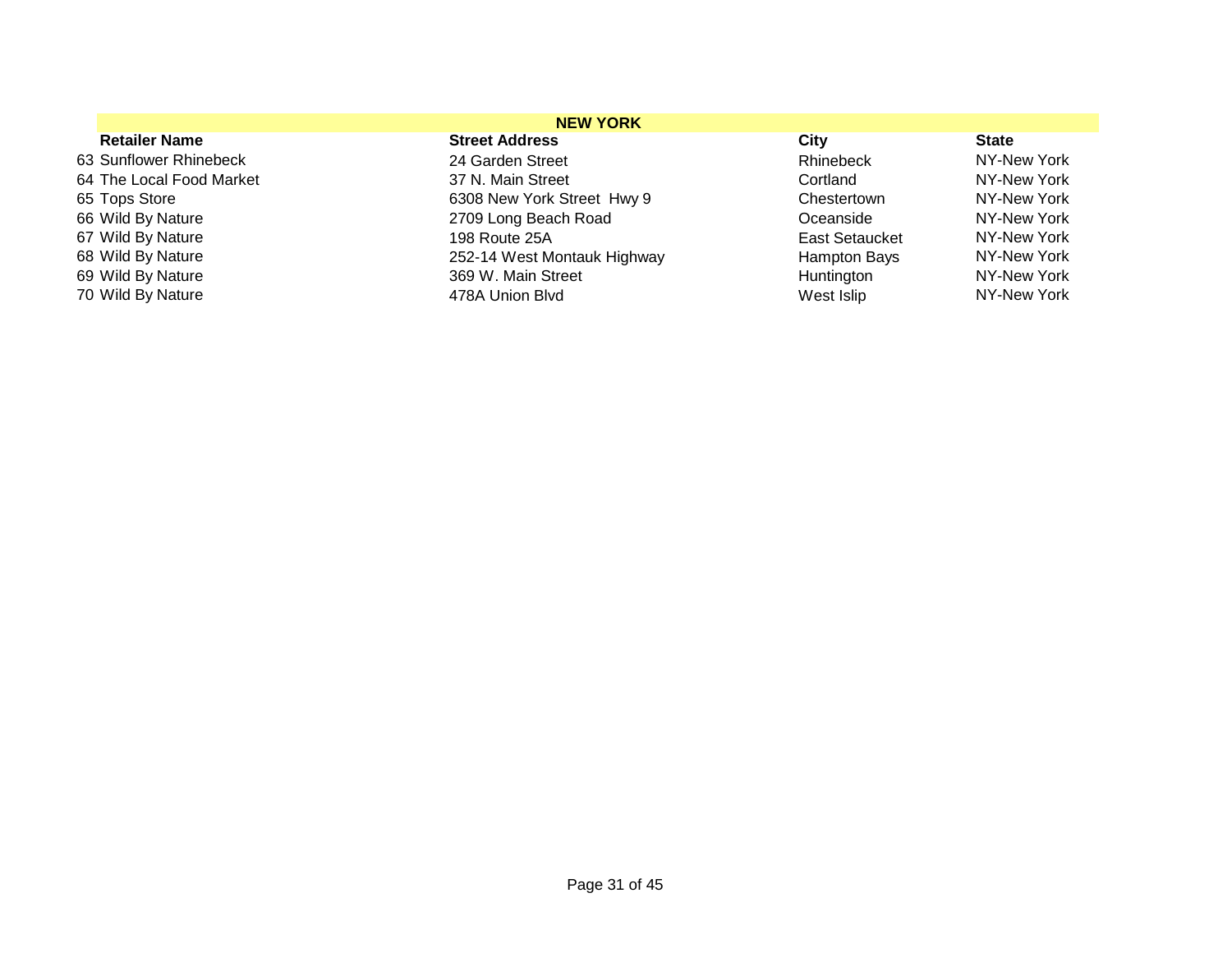| | NEW YORK | | | |
|---|---|---|---|---|
| | **Retailer Name** | **Street Address** | **City** | **State** |
| 63 | Sunflower Rhinebeck | 24 Garden Street | Rhinebeck | NY-New York |
| 64 | The Local Food Market | 37 N. Main Street | Cortland | NY-New York |
| 65 | Tops Store | 6308 New York Street Hwy 9 | Chestertown | NY-New York |
| 66 | Wild By Nature | 2709 Long Beach Road | Oceanside | NY-New York |
| 67 | Wild By Nature | 198 Route 25A | East Setaucket | NY-New York |
| 68 | Wild By Nature | 252-14 West Montauk Highway | Hampton Bays | NY-New York |
| 69 | Wild By Nature | 369 W. Main Street | Huntington | NY-New York |
| 70 | Wild By Nature | 478A Union Blvd | West Islip | NY-New York |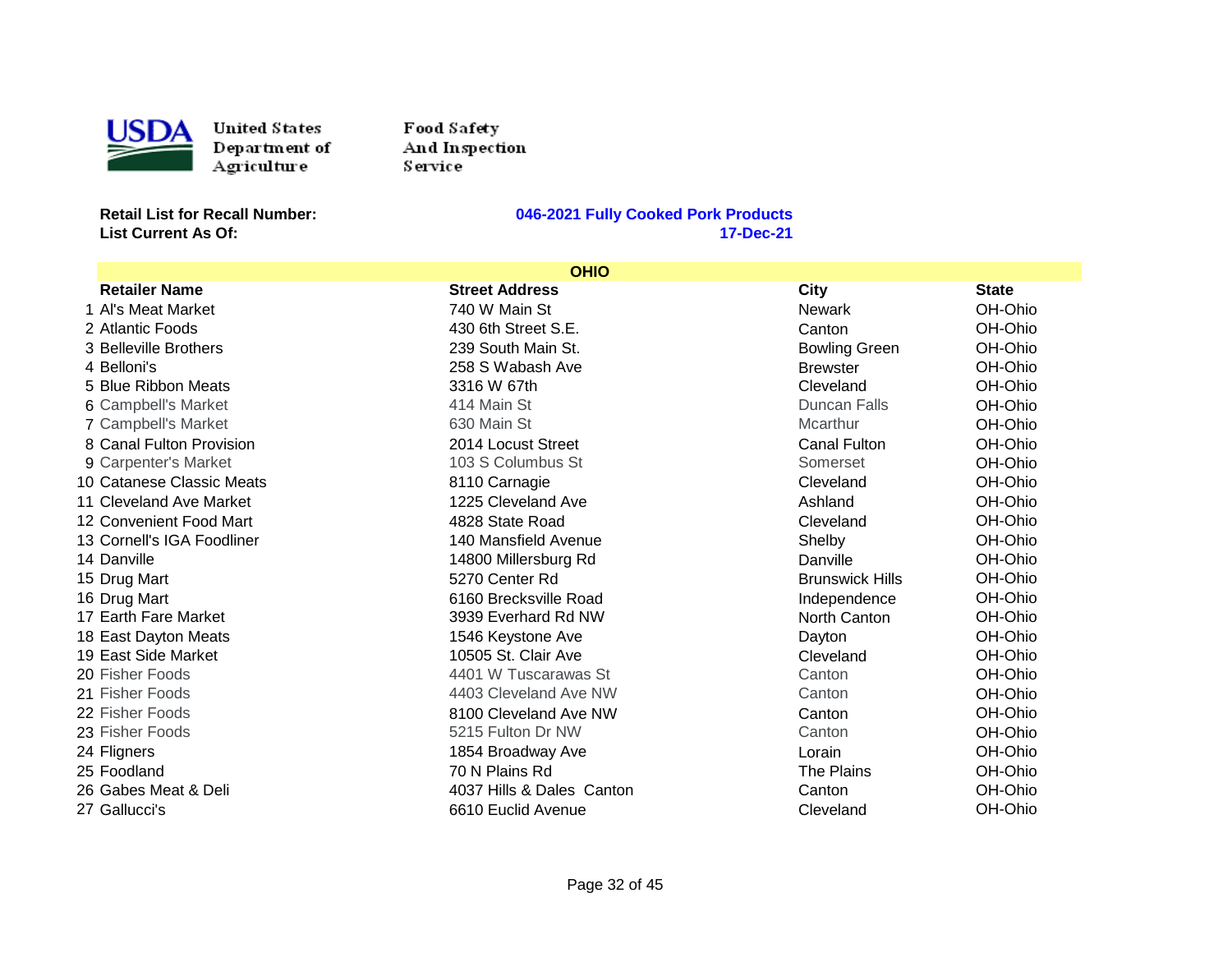United States Department of Agriculture

Food Safety And Inspection Service

**Retail List for Recall Number:** **046-2021 Fully Cooked Pork Products**

**List Current As Of:** **17-Dec-21**

## OHIO

| | Retailer Name | Street Address | City | State |
|---|---|---|---|---|
| 1 | Al's Meat Market | 740 W Main St | Newark | OH-Ohio |
| 2 | Atlantic Foods | 430 6th Street S.E. | Canton | OH-Ohio |
| 3 | Belleville Brothers | 239 South Main St. | Bowling Green | OH-Ohio |
| 4 | Belloni's | 258 S Wabash Ave | Brewster | OH-Ohio |
| 5 | Blue Ribbon Meats | 3316 W 67th | Cleveland | OH-Ohio |
| 6 | Campbell's Market | 414 Main St | Duncan Falls | OH-Ohio |
| 7 | Campbell's Market | 630 Main St | Mcarthur | OH-Ohio |
| 8 | Canal Fulton Provision | 2014 Locust Street | Canal Fulton | OH-Ohio |
| 9 | Carpenter's Market | 103 S Columbus St | Somerset | OH-Ohio |
| 10 | Catanese Classic Meats | 8110 Carnagie | Cleveland | OH-Ohio |
| 11 | Cleveland Ave Market | 1225 Cleveland Ave | Ashland | OH-Ohio |
| 12 | Convenient Food Mart | 4828 State Road | Cleveland | OH-Ohio |
| 13 | Cornell's IGA Foodliner | 140 Mansfield Avenue | Shelby | OH-Ohio |
| 14 | Danville | 14800 Millersburg Rd | Danville | OH-Ohio |
| 15 | Drug Mart | 5270 Center Rd | Brunswick Hills | OH-Ohio |
| 16 | Drug Mart | 6160 Brecksville Road | Independence | OH-Ohio |
| 17 | Earth Fare Market | 3939 Everhard Rd NW | North Canton | OH-Ohio |
| 18 | East Dayton Meats | 1546 Keystone Ave | Dayton | OH-Ohio |
| 19 | East Side Market | 10505 St. Clair Ave | Cleveland | OH-Ohio |
| 20 | Fisher Foods | 4401 W Tuscarawas St | Canton | OH-Ohio |
| 21 | Fisher Foods | 4403 Cleveland Ave NW | Canton | OH-Ohio |
| 22 | Fisher Foods | 8100 Cleveland Ave NW | Canton | OH-Ohio |
| 23 | Fisher Foods | 5215 Fulton Dr NW | Canton | OH-Ohio |
| 24 | Fligners | 1854 Broadway Ave | Lorain | OH-Ohio |
| 25 | Foodland | 70 N Plains Rd | The Plains | OH-Ohio |
| 26 | Gabes Meat & Deli | 4037 Hills & Dales Canton | Canton | OH-Ohio |
| 27 | Gallucci's | 6610 Euclid Avenue | Cleveland | OH-Ohio |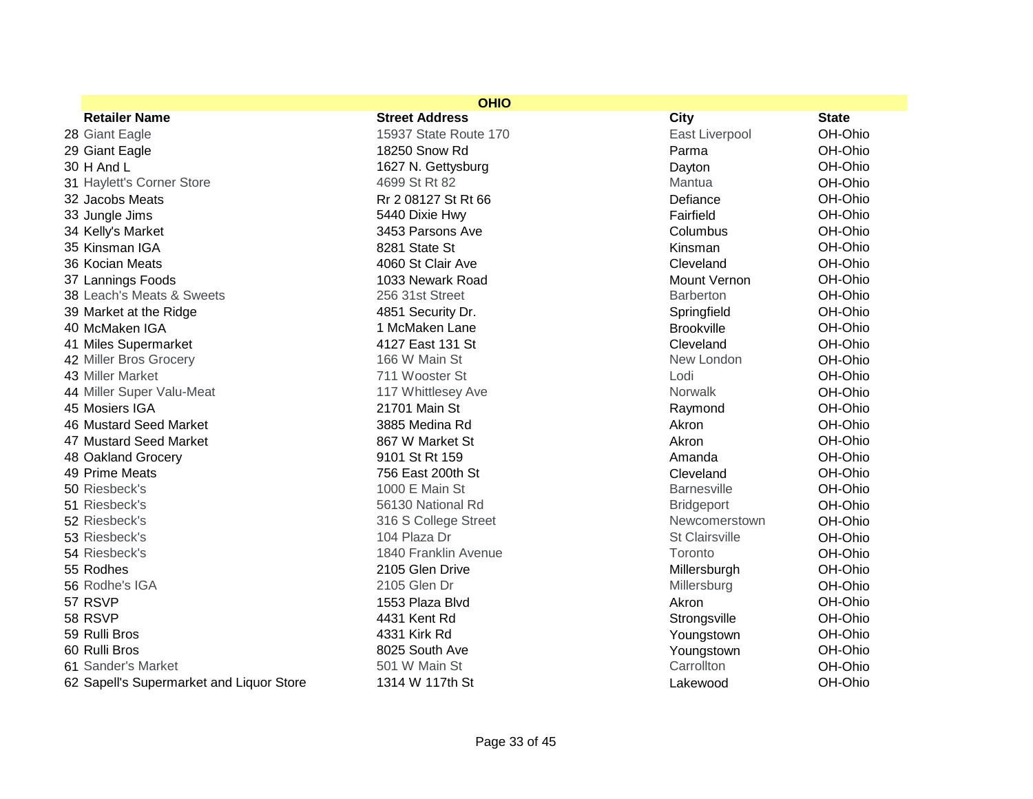| | OHIO | | | |
|---|---|---|---|---|
| | **Retailer Name** | **Street Address** | **City** | **State** |
| 28 | Giant Eagle | 15937 State Route 170 | East Liverpool | OH-Ohio |
| 29 | Giant Eagle | 18250 Snow Rd | Parma | OH-Ohio |
| 30 | H And L | 1627 N. Gettysburg | Dayton | OH-Ohio |
| 31 | Haylett's Corner Store | 4699 St Rt 82 | Mantua | OH-Ohio |
| 32 | Jacobs Meats | Rr 2 08127 St Rt 66 | Defiance | OH-Ohio |
| 33 | Jungle Jims | 5440 Dixie Hwy | Fairfield | OH-Ohio |
| 34 | Kelly's Market | 3453 Parsons Ave | Columbus | OH-Ohio |
| 35 | Kinsman IGA | 8281 State St | Kinsman | OH-Ohio |
| 36 | Kocian Meats | 4060 St Clair Ave | Cleveland | OH-Ohio |
| 37 | Lannings Foods | 1033 Newark Road | Mount Vernon | OH-Ohio |
| 38 | Leach's Meats & Sweets | 256 31st Street | Barberton | OH-Ohio |
| 39 | Market at the Ridge | 4851 Security Dr. | Springfield | OH-Ohio |
| 40 | McMaken IGA | 1 McMaken Lane | Brookville | OH-Ohio |
| 41 | Miles Supermarket | 4127 East 131 St | Cleveland | OH-Ohio |
| 42 | Miller Bros Grocery | 166 W Main St | New London | OH-Ohio |
| 43 | Miller Market | 711 Wooster St | Lodi | OH-Ohio |
| 44 | Miller Super Valu-Meat | 117 Whittlesey Ave | Norwalk | OH-Ohio |
| 45 | Mosiers IGA | 21701 Main St | Raymond | OH-Ohio |
| 46 | Mustard Seed Market | 3885 Medina Rd | Akron | OH-Ohio |
| 47 | Mustard Seed Market | 867 W Market St | Akron | OH-Ohio |
| 48 | Oakland Grocery | 9101 St Rt 159 | Amanda | OH-Ohio |
| 49 | Prime Meats | 756 East 200th St | Cleveland | OH-Ohio |
| 50 | Riesbeck's | 1000 E Main St | Barnesville | OH-Ohio |
| 51 | Riesbeck's | 56130 National Rd | Bridgeport | OH-Ohio |
| 52 | Riesbeck's | 316 S College Street | Newcomerstown | OH-Ohio |
| 53 | Riesbeck's | 104 Plaza Dr | St Clairsville | OH-Ohio |
| 54 | Riesbeck's | 1840 Franklin Avenue | Toronto | OH-Ohio |
| 55 | Rodhes | 2105 Glen Drive | Millersburgh | OH-Ohio |
| 56 | Rodhe's IGA | 2105 Glen Dr | Millersburg | OH-Ohio |
| 57 | RSVP | 1553 Plaza Blvd | Akron | OH-Ohio |
| 58 | RSVP | 4431 Kent Rd | Strongsville | OH-Ohio |
| 59 | Rulli Bros | 4331 Kirk Rd | Youngstown | OH-Ohio |
| 60 | Rulli Bros | 8025 South Ave | Youngstown | OH-Ohio |
| 61 | Sander's Market | 501 W Main St | Carrollton | OH-Ohio |
| 62 | Sapell's Supermarket and Liquor Store | 1314 W 117th St | Lakewood | OH-Ohio |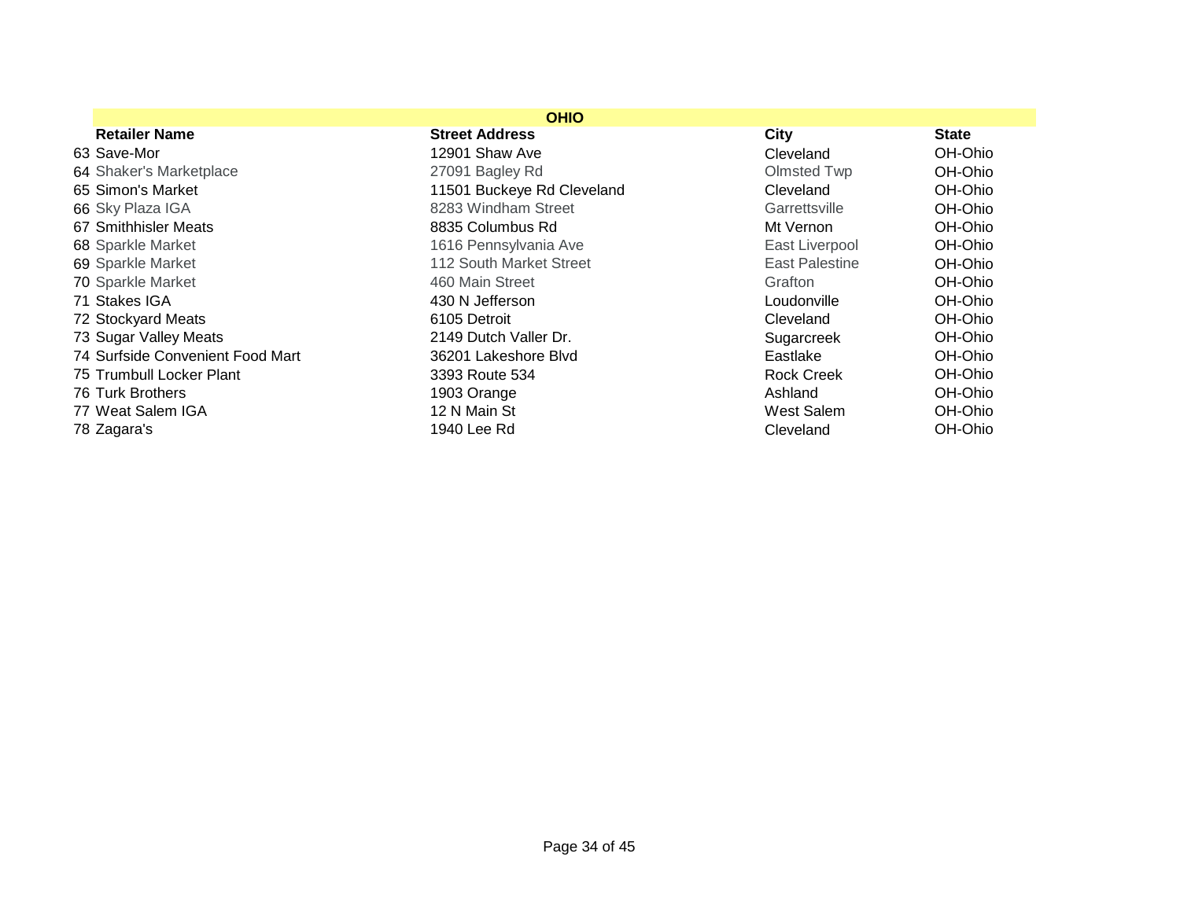| | OHIO | | | |
|---|---|---|---|---|
| | **Retailer Name** | **Street Address** | **City** | **State** |
| 63 | Save-Mor | 12901 Shaw Ave | Cleveland | OH-Ohio |
| 64 | Shaker's Marketplace | 27091 Bagley Rd | Olmsted Twp | OH-Ohio |
| 65 | Simon's Market | 11501 Buckeye Rd Cleveland | Cleveland | OH-Ohio |
| 66 | Sky Plaza IGA | 8283 Windham Street | Garrettsville | OH-Ohio |
| 67 | Smithhisler Meats | 8835 Columbus Rd | Mt Vernon | OH-Ohio |
| 68 | Sparkle Market | 1616 Pennsylvania Ave | East Liverpool | OH-Ohio |
| 69 | Sparkle Market | 112 South Market Street | East Palestine | OH-Ohio |
| 70 | Sparkle Market | 460 Main Street | Grafton | OH-Ohio |
| 71 | Stakes IGA | 430 N Jefferson | Loudonville | OH-Ohio |
| 72 | Stockyard Meats | 6105 Detroit | Cleveland | OH-Ohio |
| 73 | Sugar Valley Meats | 2149 Dutch Valler Dr. | Sugarcreek | OH-Ohio |
| 74 | Surfside Convenient Food Mart | 36201 Lakeshore Blvd | Eastlake | OH-Ohio |
| 75 | Trumbull Locker Plant | 3393 Route 534 | Rock Creek | OH-Ohio |
| 76 | Turk Brothers | 1903 Orange | Ashland | OH-Ohio |
| 77 | Weat Salem IGA | 12 N Main St | West Salem | OH-Ohio |
| 78 | Zagara's | 1940 Lee Rd | Cleveland | OH-Ohio |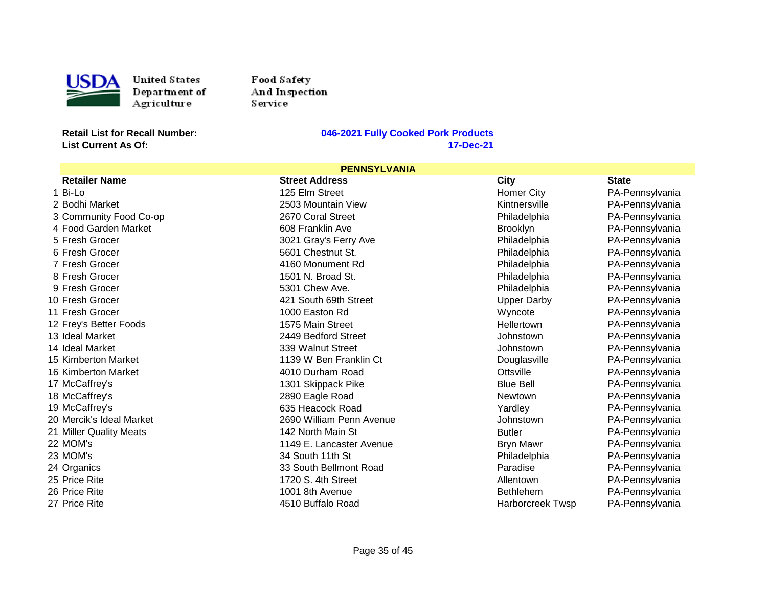United States Department of Agriculture

Food Safety And Inspection Service

**Retail List for Recall Number:** **046-2021 Fully Cooked Pork Products**

**List Current As Of:** **17-Dec-21**

| | **PENNSYLVANIA** | | | |
|---|---|---|---|---|
| | **Retailer Name** | **Street Address** | **City** | **State** |
| 1 | Bi-Lo | 125 Elm Street | Homer City | PA-Pennsylvania |
| 2 | Bodhi Market | 2503 Mountain View | Kintnersville | PA-Pennsylvania |
| 3 | Community Food Co-op | 2670 Coral Street | Philadelphia | PA-Pennsylvania |
| 4 | Food Garden Market | 608 Franklin Ave | Brooklyn | PA-Pennsylvania |
| 5 | Fresh Grocer | 3021 Gray's Ferry Ave | Philadelphia | PA-Pennsylvania |
| 6 | Fresh Grocer | 5601 Chestnut St. | Philadelphia | PA-Pennsylvania |
| 7 | Fresh Grocer | 4160 Monument Rd | Philadelphia | PA-Pennsylvania |
| 8 | Fresh Grocer | 1501 N. Broad St. | Philadelphia | PA-Pennsylvania |
| 9 | Fresh Grocer | 5301 Chew Ave. | Philadelphia | PA-Pennsylvania |
| 10 | Fresh Grocer | 421 South 69th Street | Upper Darby | PA-Pennsylvania |
| 11 | Fresh Grocer | 1000 Easton Rd | Wyncote | PA-Pennsylvania |
| 12 | Frey's Better Foods | 1575 Main Street | Hellertown | PA-Pennsylvania |
| 13 | Ideal Market | 2449 Bedford Street | Johnstown | PA-Pennsylvania |
| 14 | Ideal Market | 339 Walnut Street | Johnstown | PA-Pennsylvania |
| 15 | Kimberton Market | 1139 W Ben Franklin Ct | Douglasville | PA-Pennsylvania |
| 16 | Kimberton Market | 4010 Durham Road | Ottsville | PA-Pennsylvania |
| 17 | McCaffrey's | 1301 Skippack Pike | Blue Bell | PA-Pennsylvania |
| 18 | McCaffrey's | 2890 Eagle Road | Newtown | PA-Pennsylvania |
| 19 | McCaffrey's | 635 Heacock Road | Yardley | PA-Pennsylvania |
| 20 | Mercik's Ideal Market | 2690 William Penn Avenue | Johnstown | PA-Pennsylvania |
| 21 | Miller Quality Meats | 142 North Main St | Butler | PA-Pennsylvania |
| 22 | MOM's | 1149 E. Lancaster Avenue | Bryn Mawr | PA-Pennsylvania |
| 23 | MOM's | 34 South 11th St | Philadelphia | PA-Pennsylvania |
| 24 | Organics | 33 South Bellmont Road | Paradise | PA-Pennsylvania |
| 25 | Price Rite | 1720 S. 4th Street | Allentown | PA-Pennsylvania |
| 26 | Price Rite | 1001 8th Avenue | Bethlehem | PA-Pennsylvania |
| 27 | Price Rite | 4510 Buffalo Road | Harborcreek Twsp | PA-Pennsylvania |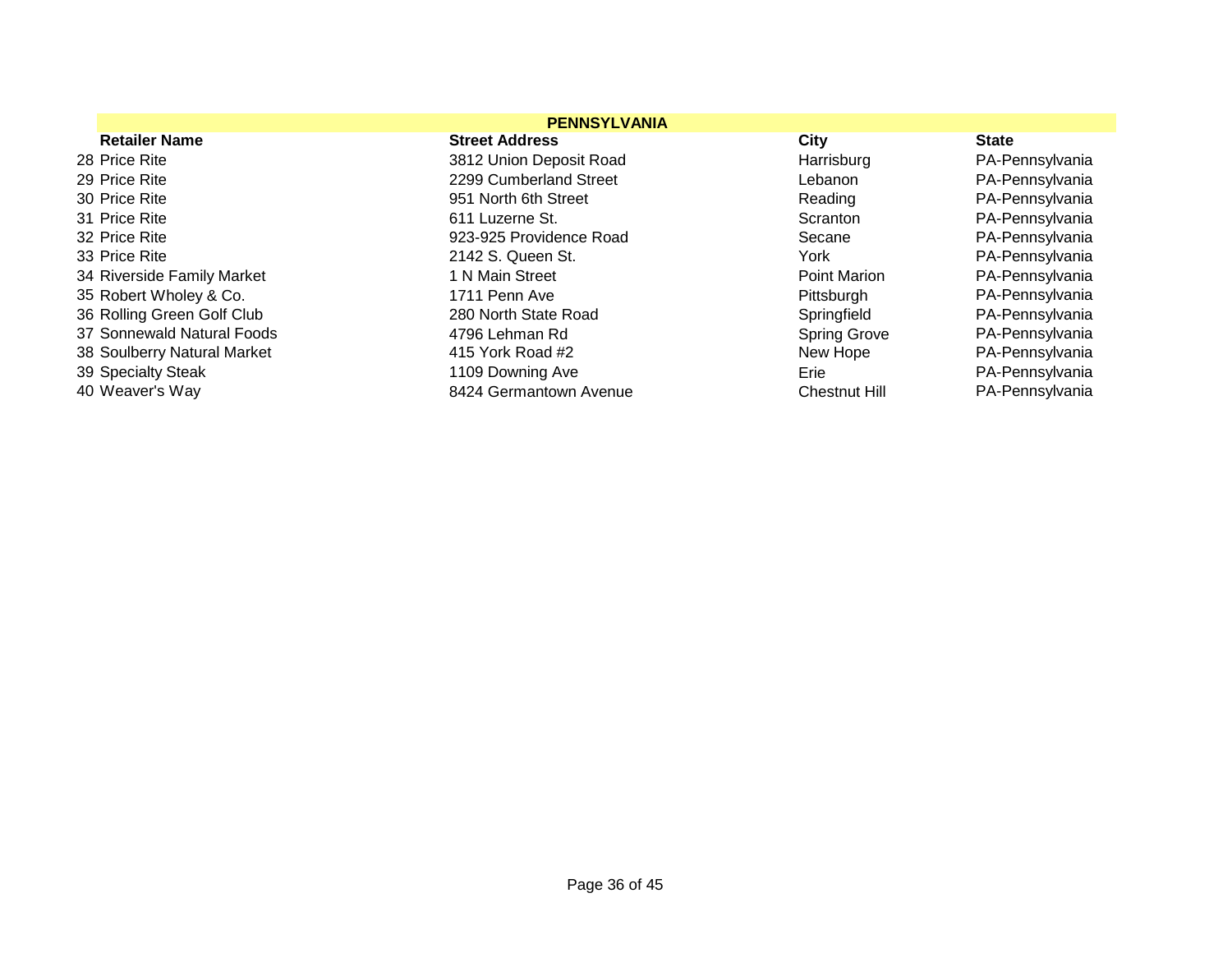| | PENNSYLVANIA | | | |
|---|---|---|---|---|
| | **Retailer Name** | **Street Address** | **City** | **State** |
| 28 | Price Rite | 3812 Union Deposit Road | Harrisburg | PA-Pennsylvania |
| 29 | Price Rite | 2299 Cumberland Street | Lebanon | PA-Pennsylvania |
| 30 | Price Rite | 951 North 6th Street | Reading | PA-Pennsylvania |
| 31 | Price Rite | 611 Luzerne St. | Scranton | PA-Pennsylvania |
| 32 | Price Rite | 923-925 Providence Road | Secane | PA-Pennsylvania |
| 33 | Price Rite | 2142 S. Queen St. | York | PA-Pennsylvania |
| 34 | Riverside Family Market | 1 N Main Street | Point Marion | PA-Pennsylvania |
| 35 | Robert Wholey & Co. | 1711 Penn Ave | Pittsburgh | PA-Pennsylvania |
| 36 | Rolling Green Golf Club | 280 North State Road | Springfield | PA-Pennsylvania |
| 37 | Sonnewald Natural Foods | 4796 Lehman Rd | Spring Grove | PA-Pennsylvania |
| 38 | Soulberry Natural Market | 415 York Road #2 | New Hope | PA-Pennsylvania |
| 39 | Specialty Steak | 1109 Downing Ave | Erie | PA-Pennsylvania |
| 40 | Weaver's Way | 8424 Germantown Avenue | Chestnut Hill | PA-Pennsylvania |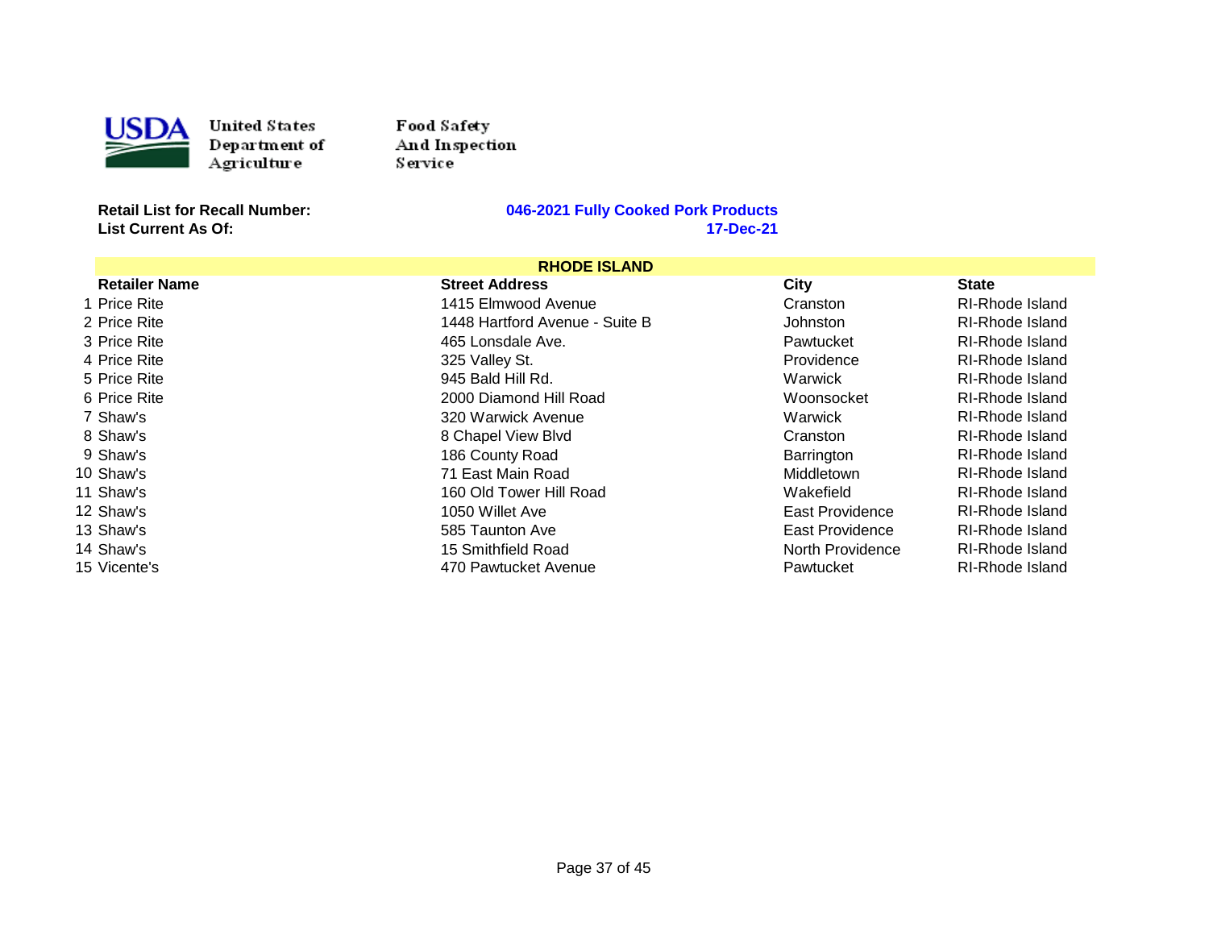United States Department of Agriculture

Food Safety And Inspection Service

**Retail List for Recall Number:** **046-2021 Fully Cooked Pork Products**

**List Current As Of:** **17-Dec-21**

| | **RHODE ISLAND** | | | |
|---|---|---|---|---|
| | **Retailer Name** | **Street Address** | **City** | **State** |
| 1 | Price Rite | 1415 Elmwood Avenue | Cranston | RI-Rhode Island |
| 2 | Price Rite | 1448 Hartford Avenue - Suite B | Johnston | RI-Rhode Island |
| 3 | Price Rite | 465 Lonsdale Ave. | Pawtucket | RI-Rhode Island |
| 4 | Price Rite | 325 Valley St. | Providence | RI-Rhode Island |
| 5 | Price Rite | 945 Bald Hill Rd. | Warwick | RI-Rhode Island |
| 6 | Price Rite | 2000 Diamond Hill Road | Woonsocket | RI-Rhode Island |
| 7 | Shaw's | 320 Warwick Avenue | Warwick | RI-Rhode Island |
| 8 | Shaw's | 8 Chapel View Blvd | Cranston | RI-Rhode Island |
| 9 | Shaw's | 186 County Road | Barrington | RI-Rhode Island |
| 10 | Shaw's | 71 East Main Road | Middletown | RI-Rhode Island |
| 11 | Shaw's | 160 Old Tower Hill Road | Wakefield | RI-Rhode Island |
| 12 | Shaw's | 1050 Willet Ave | East Providence | RI-Rhode Island |
| 13 | Shaw's | 585 Taunton Ave | East Providence | RI-Rhode Island |
| 14 | Shaw's | 15 Smithfield Road | North Providence | RI-Rhode Island |
| 15 | Vicente's | 470 Pawtucket Avenue | Pawtucket | RI-Rhode Island |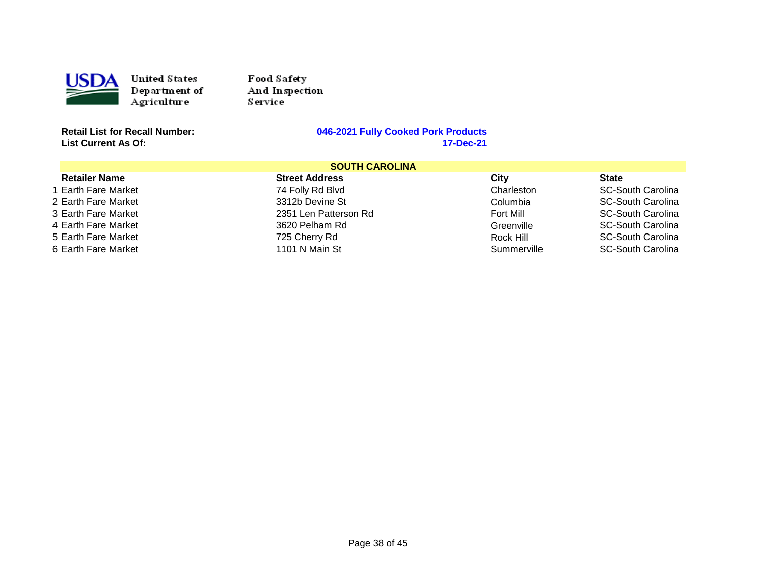United States Department of Agriculture

Food Safety And Inspection Service

**Retail List for Recall Number:** **046-2021 Fully Cooked Pork Products**
**List Current As Of:** **17-Dec-21**

| | **SOUTH CAROLINA** | | | |
|---|---|---|---|---|
| | **Retailer Name** | **Street Address** | **City** | **State** |
| 1 | Earth Fare Market | 74 Folly Rd Blvd | Charleston | SC-South Carolina |
| 2 | Earth Fare Market | 3312b Devine St | Columbia | SC-South Carolina |
| 3 | Earth Fare Market | 2351 Len Patterson Rd | Fort Mill | SC-South Carolina |
| 4 | Earth Fare Market | 3620 Pelham Rd | Greenville | SC-South Carolina |
| 5 | Earth Fare Market | 725 Cherry Rd | Rock Hill | SC-South Carolina |
| 6 | Earth Fare Market | 1101 N Main St | Summerville | SC-South Carolina |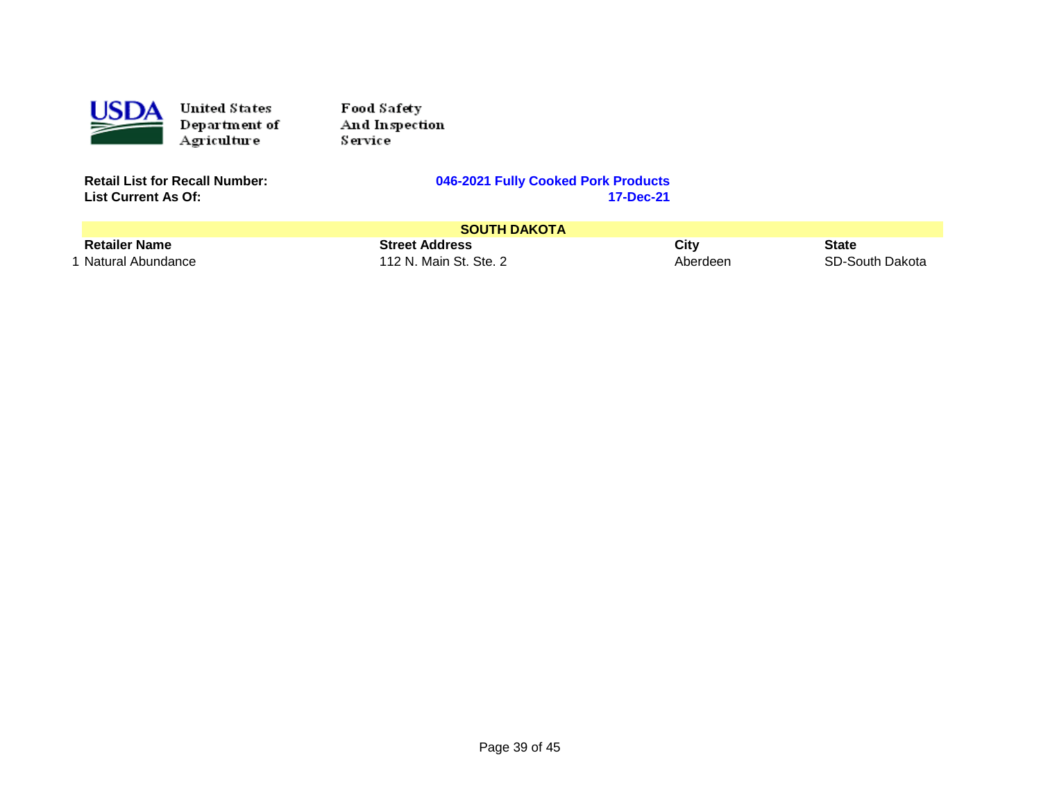United States Department of Agriculture

Food Safety And Inspection Service

**Retail List for Recall Number:** **046-2021 Fully Cooked Pork Products**
**List Current As Of:** **17-Dec-21**

| | **SOUTH DAKOTA** | | | |
|---|---|---|---|---|
| | **Retailer Name** | **Street Address** | **City** | **State** |
| 1 | Natural Abundance | 112 N. Main St. Ste. 2 | Aberdeen | SD-South Dakota |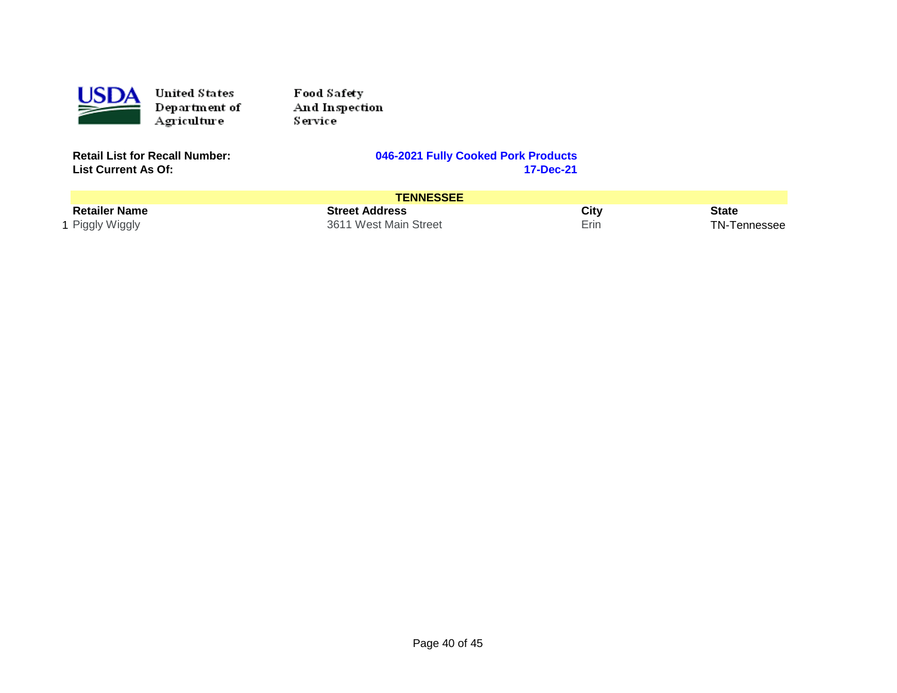United States Department of Agriculture
Food Safety And Inspection Service

**Retail List for Recall Number:** **046-2021 Fully Cooked Pork Products**
**List Current As Of:** **17-Dec-21**

| | **TENNESSEE** | | | |
|---|---|---|---|---|
| | **Retailer Name** | **Street Address** | **City** | **State** |
| 1 | Piggly Wiggly | 3611 West Main Street | Erin | TN-Tennessee |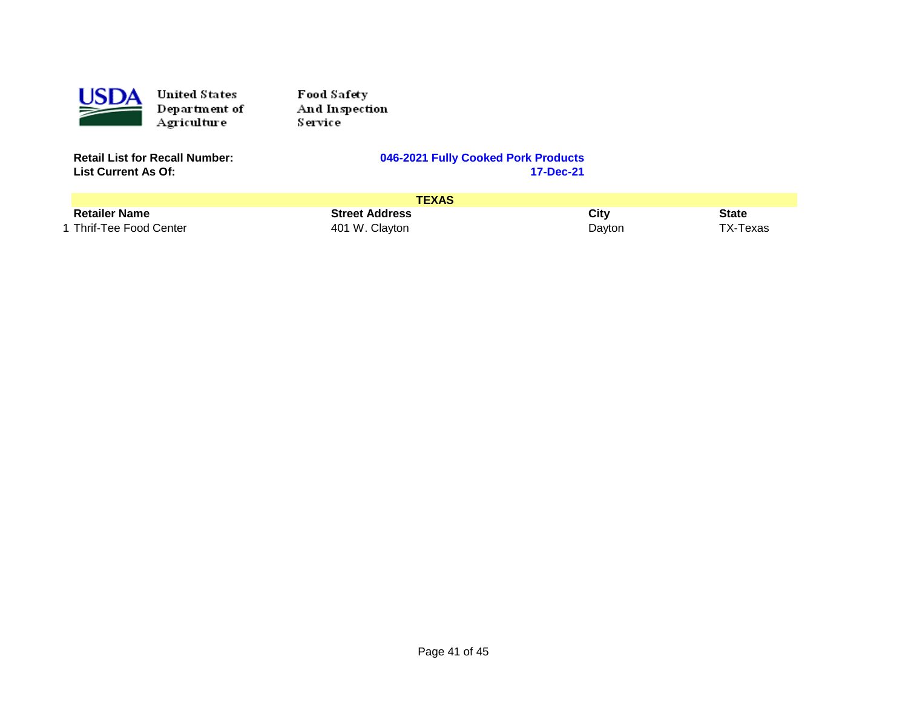United States Department of Agriculture

Food Safety And Inspection Service

**Retail List for Recall Number:** **046-2021 Fully Cooked Pork Products**
**List Current As Of:** **17-Dec-21**

| | **TEXAS** | | | |
|---|---|---|---|---|
| | **Retailer Name** | **Street Address** | **City** | **State** |
| 1 | Thrif-Tee Food Center | 401 W. Clayton | Dayton | TX-Texas |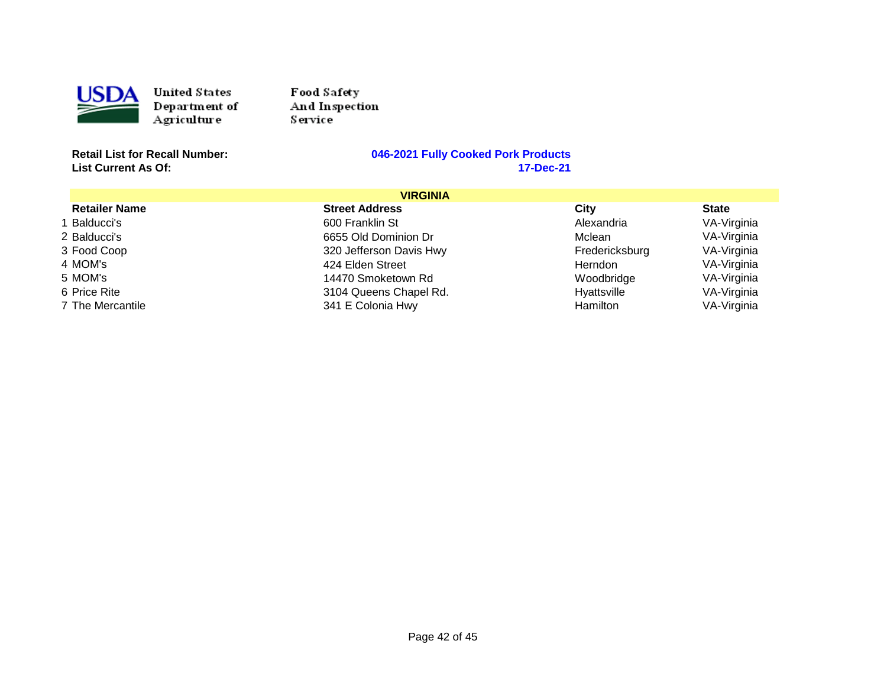United States Department of Agriculture

Food Safety And Inspection Service

**Retail List for Recall Number:** **046-2021 Fully Cooked Pork Products**
**List Current As Of:** **17-Dec-21**

## VIRGINIA

| | Retailer Name | Street Address | City | State |
|---|---|---|---|---|
| 1 | Balducci's | 600 Franklin St | Alexandria | VA-Virginia |
| 2 | Balducci's | 6655 Old Dominion Dr | Mclean | VA-Virginia |
| 3 | Food Coop | 320 Jefferson Davis Hwy | Fredericksburg | VA-Virginia |
| 4 | MOM's | 424 Elden Street | Herndon | VA-Virginia |
| 5 | MOM's | 14470 Smoketown Rd | Woodbridge | VA-Virginia |
| 6 | Price Rite | 3104 Queens Chapel Rd. | Hyattsville | VA-Virginia |
| 7 | The Mercantile | 341 E Colonia Hwy | Hamilton | VA-Virginia |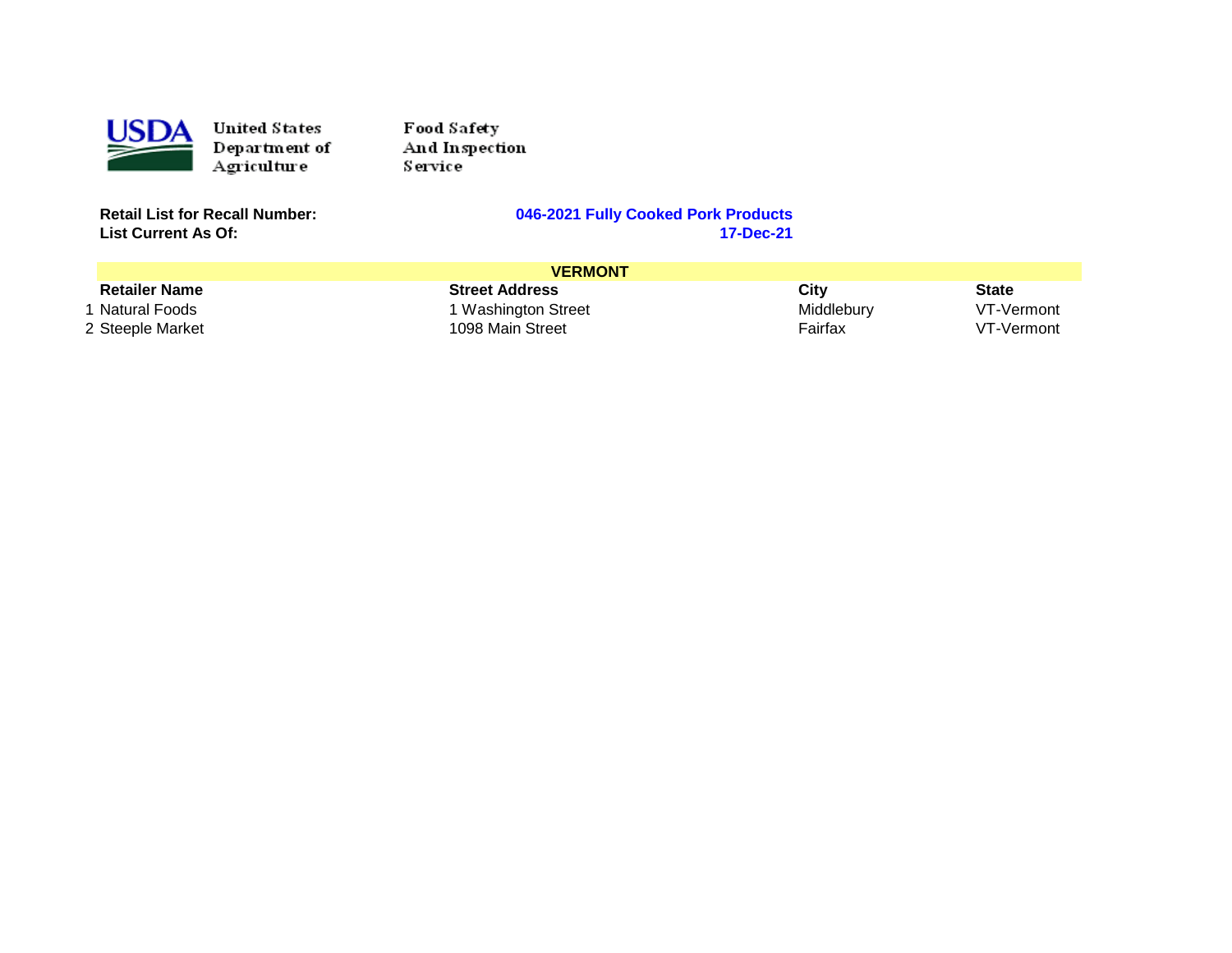United States Department of Agriculture

Food Safety And Inspection Service

**Retail List for Recall Number:** **046-2021 Fully Cooked Pork Products**

**List Current As Of:** **17-Dec-21**

| | **VERMONT** | | | |
|---|---|---|---|---|
| | **Retailer Name** | **Street Address** | **City** | **State** |
| 1 | Natural Foods | 1 Washington Street | Middlebury | VT-Vermont |
| 2 | Steeple Market | 1098 Main Street | Fairfax | VT-Vermont |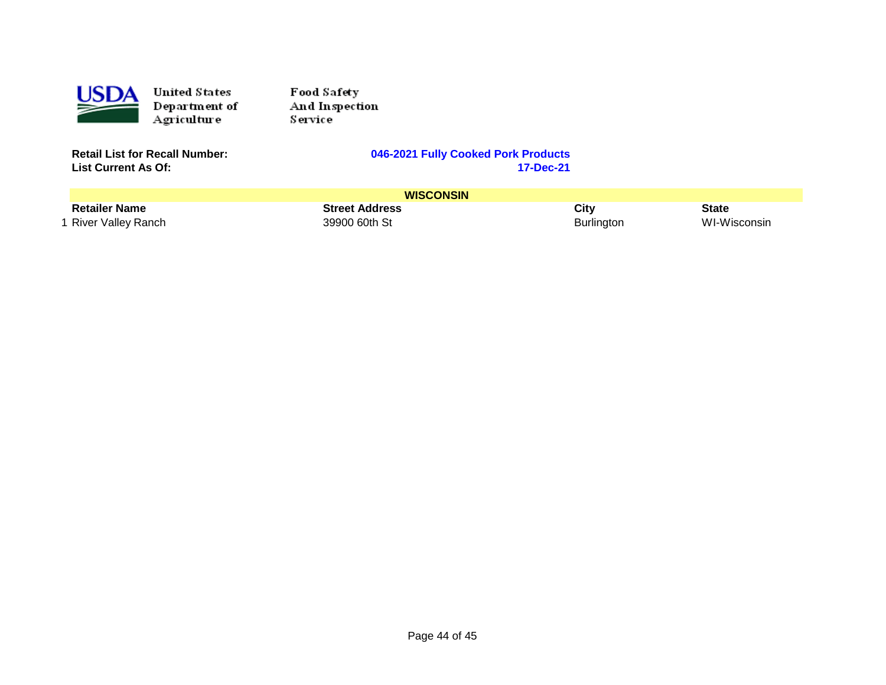United States Department of Agriculture
Food Safety And Inspection Service

**Retail List for Recall Number:** **046-2021 Fully Cooked Pork Products**
**List Current As Of:** **17-Dec-21**

| | **WISCONSIN** | | | |
|---|---|---|---|---|
| | **Retailer Name** | **Street Address** | **City** | **State** |
| 1 | River Valley Ranch | 39900 60th St | Burlington | WI-Wisconsin |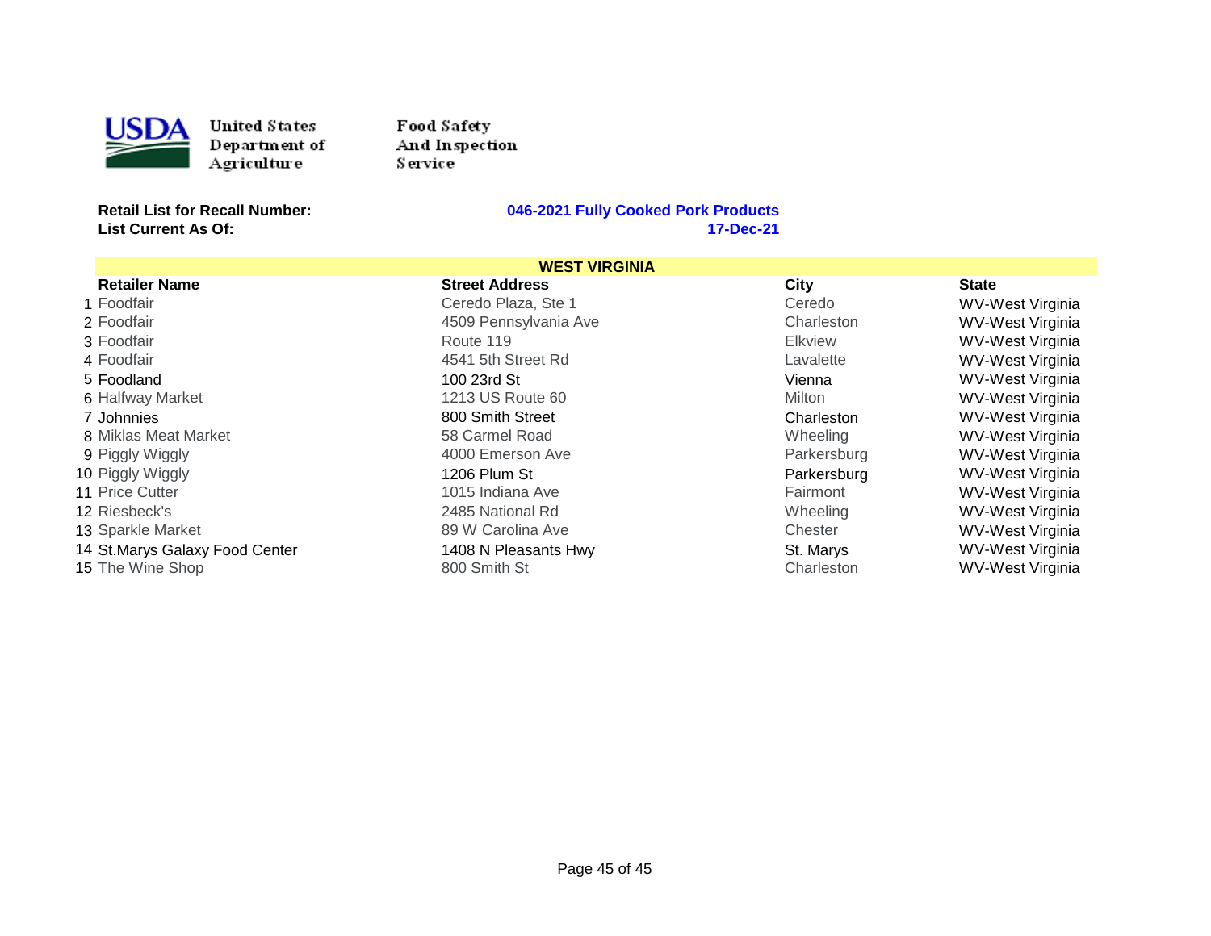United States Department of Agriculture

Food Safety And Inspection Service

**Retail List for Recall Number:** **046-2021 Fully Cooked Pork Products**

**List Current As Of:** **17-Dec-21**

**WEST VIRGINIA**

| | Retailer Name | Street Address | City | State |
|---|---|---|---|---|
| 1 | Foodfair | Ceredo Plaza, Ste 1 | Ceredo | WV-West Virginia |
| 2 | Foodfair | 4509 Pennsylvania Ave | Charleston | WV-West Virginia |
| 3 | Foodfair | Route 119 | Elkview | WV-West Virginia |
| 4 | Foodfair | 4541 5th Street Rd | Lavalette | WV-West Virginia |
| 5 | Foodland | 100 23rd St | Vienna | WV-West Virginia |
| 6 | Halfway Market | 1213 US Route 60 | Milton | WV-West Virginia |
| 7 | Johnnies | 800 Smith Street | Charleston | WV-West Virginia |
| 8 | Miklas Meat Market | 58 Carmel Road | Wheeling | WV-West Virginia |
| 9 | Piggly Wiggly | 4000 Emerson Ave | Parkersburg | WV-West Virginia |
| 10 | Piggly Wiggly | 1206 Plum St | Parkersburg | WV-West Virginia |
| 11 | Price Cutter | 1015 Indiana Ave | Fairmont | WV-West Virginia |
| 12 | Riesbeck's | 2485 National Rd | Wheeling | WV-West Virginia |
| 13 | Sparkle Market | 89 W Carolina Ave | Chester | WV-West Virginia |
| 14 | St.Marys Galaxy Food Center | 1408 N Pleasants Hwy | St. Marys | WV-West Virginia |
| 15 | The Wine Shop | 800 Smith St | Charleston | WV-West Virginia |